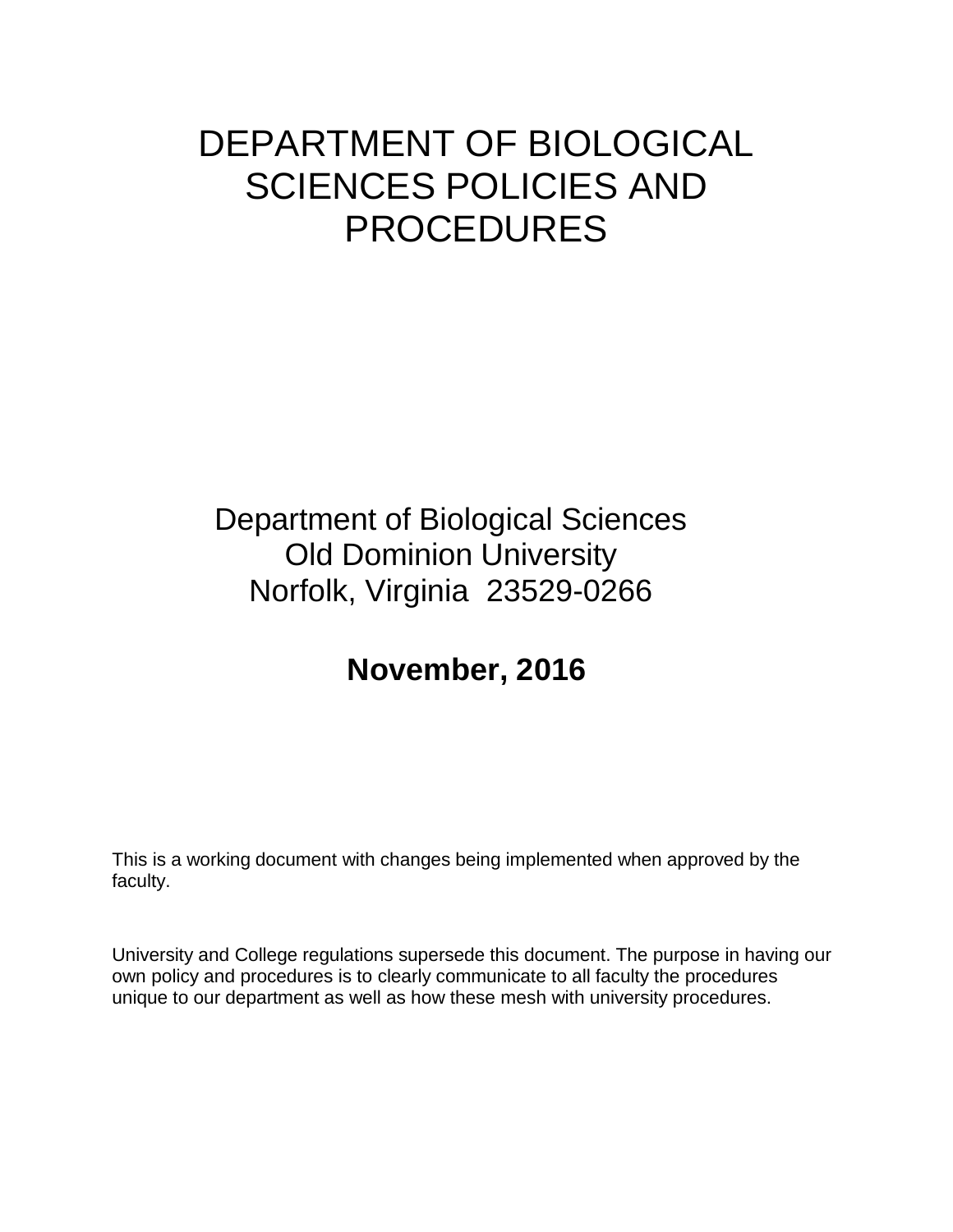# DEPARTMENT OF BIOLOGICAL SCIENCES POLICIES AND PROCEDURES

Department of Biological Sciences
Old Dominion University
Norfolk, Virginia 23529-0266

**November, 2016**

This is a working document with changes being implemented when approved by the faculty.

University and College regulations supersede this document. The purpose in having our own policy and procedures is to clearly communicate to all faculty the procedures unique to our department as well as how these mesh with university procedures.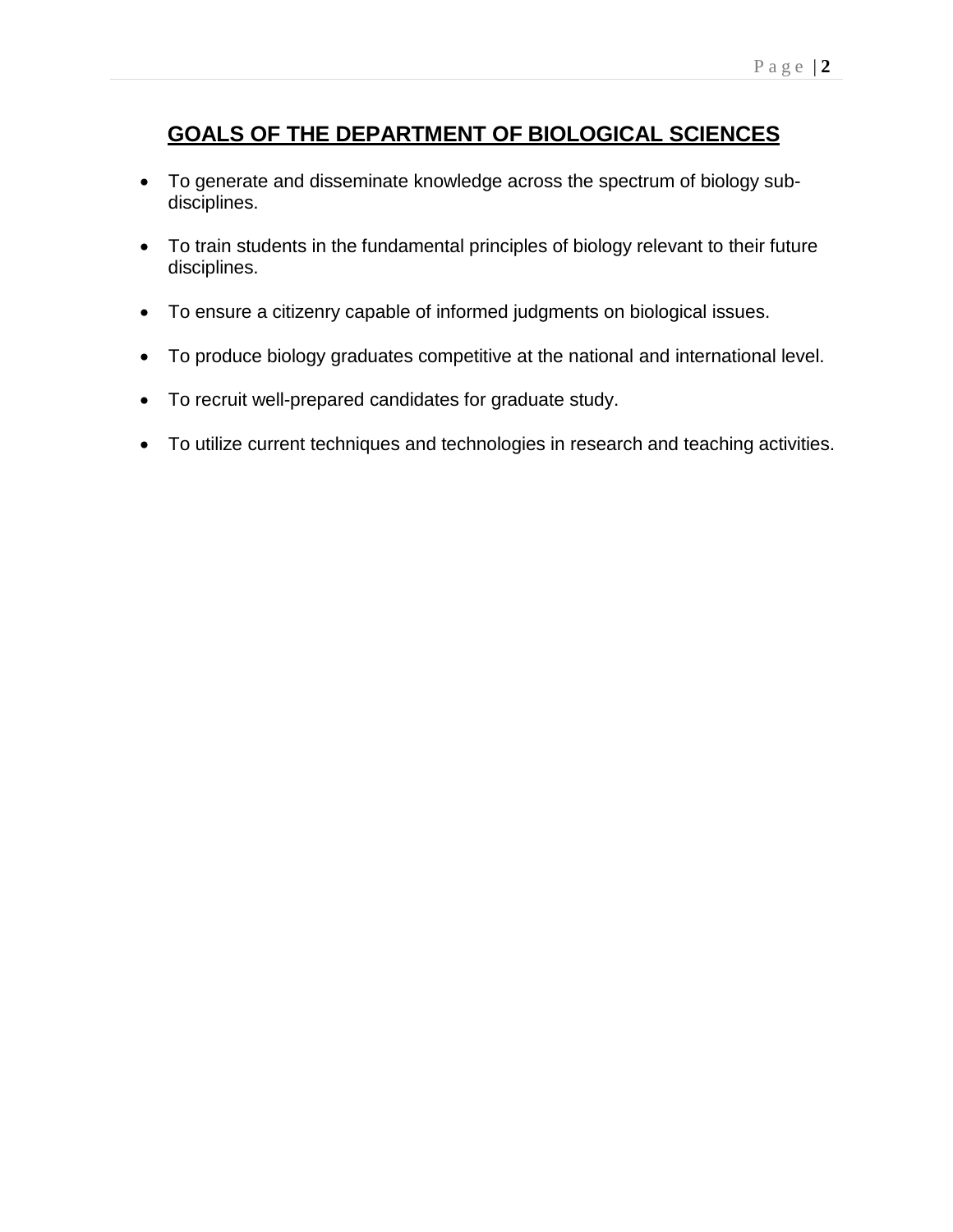## GOALS OF THE DEPARTMENT OF BIOLOGICAL SCIENCES

- To generate and disseminate knowledge across the spectrum of biology sub-disciplines.
- To train students in the fundamental principles of biology relevant to their future disciplines.
- To ensure a citizenry capable of informed judgments on biological issues.
- To produce biology graduates competitive at the national and international level.
- To recruit well-prepared candidates for graduate study.
- To utilize current techniques and technologies in research and teaching activities.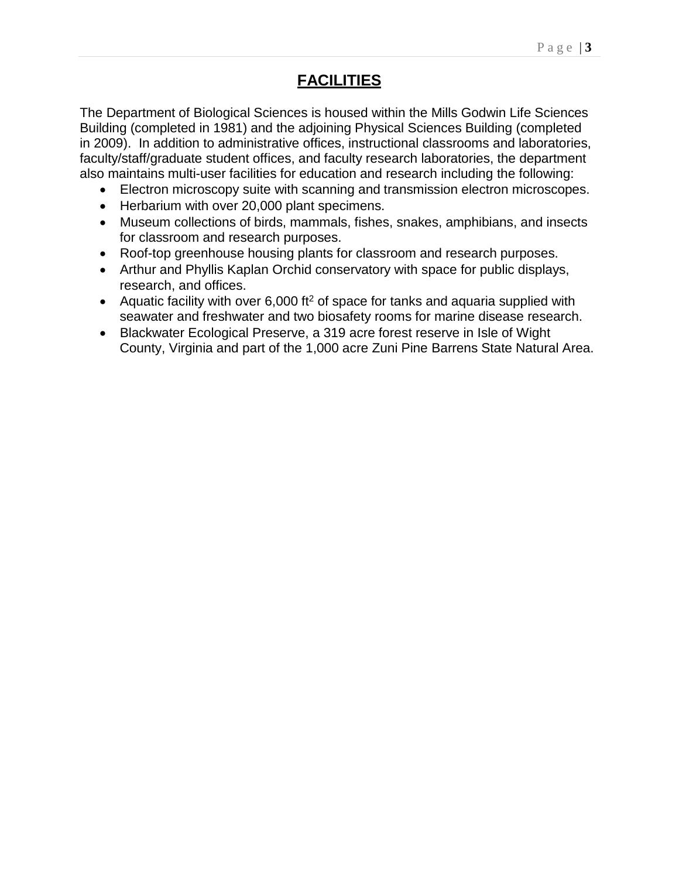# FACILITIES

The Department of Biological Sciences is housed within the Mills Godwin Life Sciences Building (completed in 1981) and the adjoining Physical Sciences Building (completed in 2009). In addition to administrative offices, instructional classrooms and laboratories, faculty/staff/graduate student offices, and faculty research laboratories, the department also maintains multi-user facilities for education and research including the following:

- Electron microscopy suite with scanning and transmission electron microscopes.
- Herbarium with over 20,000 plant specimens.
- Museum collections of birds, mammals, fishes, snakes, amphibians, and insects for classroom and research purposes.
- Roof-top greenhouse housing plants for classroom and research purposes.
- Arthur and Phyllis Kaplan Orchid conservatory with space for public displays, research, and offices.
- Aquatic facility with over 6,000 $ft^2$ of space for tanks and aquaria supplied with seawater and freshwater and two biosafety rooms for marine disease research.
- Blackwater Ecological Preserve, a 319 acre forest reserve in Isle of Wight County, Virginia and part of the 1,000 acre Zuni Pine Barrens State Natural Area.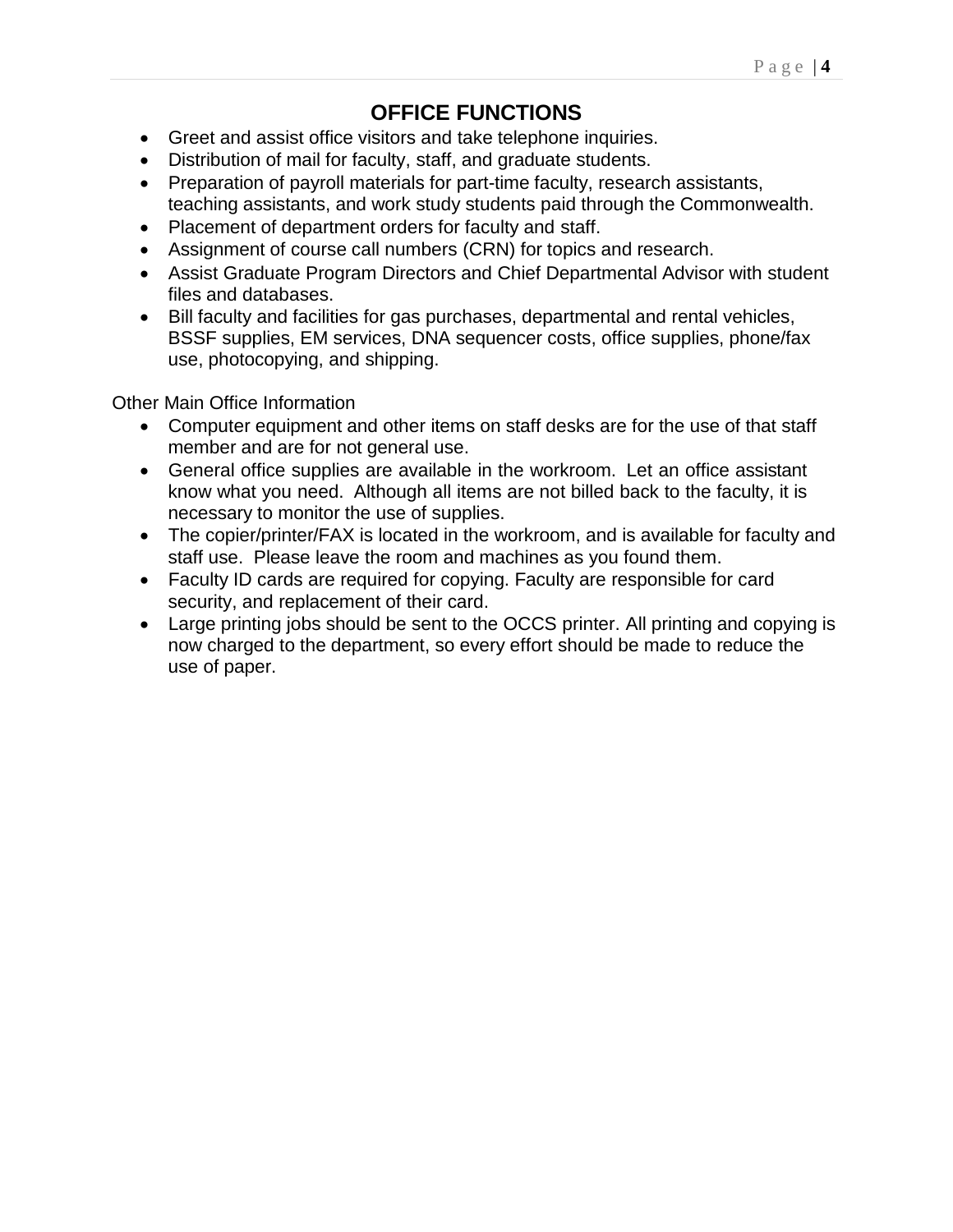# OFFICE FUNCTIONS

- Greet and assist office visitors and take telephone inquiries.
- Distribution of mail for faculty, staff, and graduate students.
- Preparation of payroll materials for part-time faculty, research assistants, teaching assistants, and work study students paid through the Commonwealth.
- Placement of department orders for faculty and staff.
- Assignment of course call numbers (CRN) for topics and research.
- Assist Graduate Program Directors and Chief Departmental Advisor with student files and databases.
- Bill faculty and facilities for gas purchases, departmental and rental vehicles, BSSF supplies, EM services, DNA sequencer costs, office supplies, phone/fax use, photocopying, and shipping.

Other Main Office Information

- Computer equipment and other items on staff desks are for the use of that staff member and are for not general use.
- General office supplies are available in the workroom. Let an office assistant know what you need. Although all items are not billed back to the faculty, it is necessary to monitor the use of supplies.
- The copier/printer/FAX is located in the workroom, and is available for faculty and staff use. Please leave the room and machines as you found them.
- Faculty ID cards are required for copying. Faculty are responsible for card security, and replacement of their card.
- Large printing jobs should be sent to the OCCS printer. All printing and copying is now charged to the department, so every effort should be made to reduce the use of paper.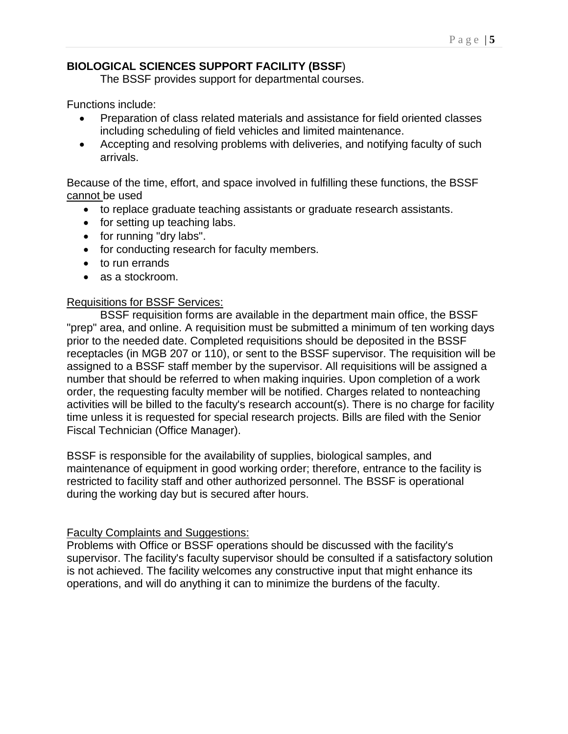## BIOLOGICAL SCIENCES SUPPORT FACILITY (BSSF)

The BSSF provides support for departmental courses.

Functions include:

- Preparation of class related materials and assistance for field oriented classes including scheduling of field vehicles and limited maintenance.
- Accepting and resolving problems with deliveries, and notifying faculty of such arrivals.

Because of the time, effort, and space involved in fulfilling these functions, the BSSF <u>cannot</u> be used

- to replace graduate teaching assistants or graduate research assistants.
- for setting up teaching labs.
- for running "dry labs".
- for conducting research for faculty members.
- to run errands
- as a stockroom.

<u>Requisitions for BSSF Services:</u>

BSSF requisition forms are available in the department main office, the BSSF "prep" area, and online. A requisition must be submitted a minimum of ten working days prior to the needed date. Completed requisitions should be deposited in the BSSF receptacles (in MGB 207 or 110), or sent to the BSSF supervisor. The requisition will be assigned to a BSSF staff member by the supervisor. All requisitions will be assigned a number that should be referred to when making inquiries. Upon completion of a work order, the requesting faculty member will be notified. Charges related to nonteaching activities will be billed to the faculty's research account(s). There is no charge for facility time unless it is requested for special research projects. Bills are filed with the Senior Fiscal Technician (Office Manager).

BSSF is responsible for the availability of supplies, biological samples, and maintenance of equipment in good working order; therefore, entrance to the facility is restricted to facility staff and other authorized personnel. The BSSF is operational during the working day but is secured after hours.

<u>Faculty Complaints and Suggestions:</u>

Problems with Office or BSSF operations should be discussed with the facility's supervisor. The facility's faculty supervisor should be consulted if a satisfactory solution is not achieved. The facility welcomes any constructive input that might enhance its operations, and will do anything it can to minimize the burdens of the faculty.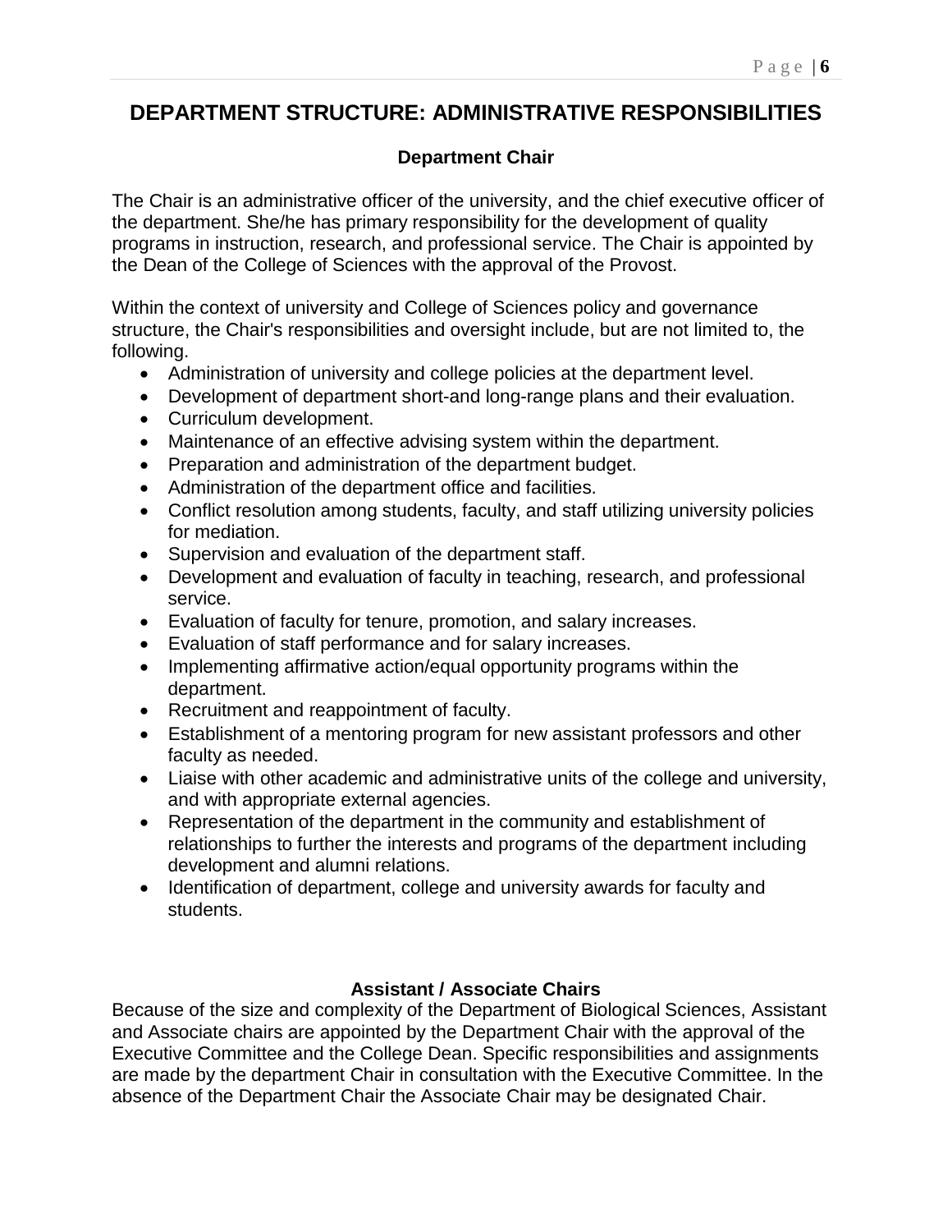# DEPARTMENT STRUCTURE: ADMINISTRATIVE RESPONSIBILITIES

## Department Chair

The Chair is an administrative officer of the university, and the chief executive officer of the department. She/he has primary responsibility for the development of quality programs in instruction, research, and professional service. The Chair is appointed by the Dean of the College of Sciences with the approval of the Provost.

Within the context of university and College of Sciences policy and governance structure, the Chair's responsibilities and oversight include, but are not limited to, the following.

- Administration of university and college policies at the department level.
- Development of department short-and long-range plans and their evaluation.
- Curriculum development.
- Maintenance of an effective advising system within the department.
- Preparation and administration of the department budget.
- Administration of the department office and facilities.
- Conflict resolution among students, faculty, and staff utilizing university policies for mediation.
- Supervision and evaluation of the department staff.
- Development and evaluation of faculty in teaching, research, and professional service.
- Evaluation of faculty for tenure, promotion, and salary increases.
- Evaluation of staff performance and for salary increases.
- Implementing affirmative action/equal opportunity programs within the department.
- Recruitment and reappointment of faculty.
- Establishment of a mentoring program for new assistant professors and other faculty as needed.
- Liaise with other academic and administrative units of the college and university, and with appropriate external agencies.
- Representation of the department in the community and establishment of relationships to further the interests and programs of the department including development and alumni relations.
- Identification of department, college and university awards for faculty and students.

## Assistant / Associate Chairs

Because of the size and complexity of the Department of Biological Sciences, Assistant and Associate chairs are appointed by the Department Chair with the approval of the Executive Committee and the College Dean. Specific responsibilities and assignments are made by the department Chair in consultation with the Executive Committee. In the absence of the Department Chair the Associate Chair may be designated Chair.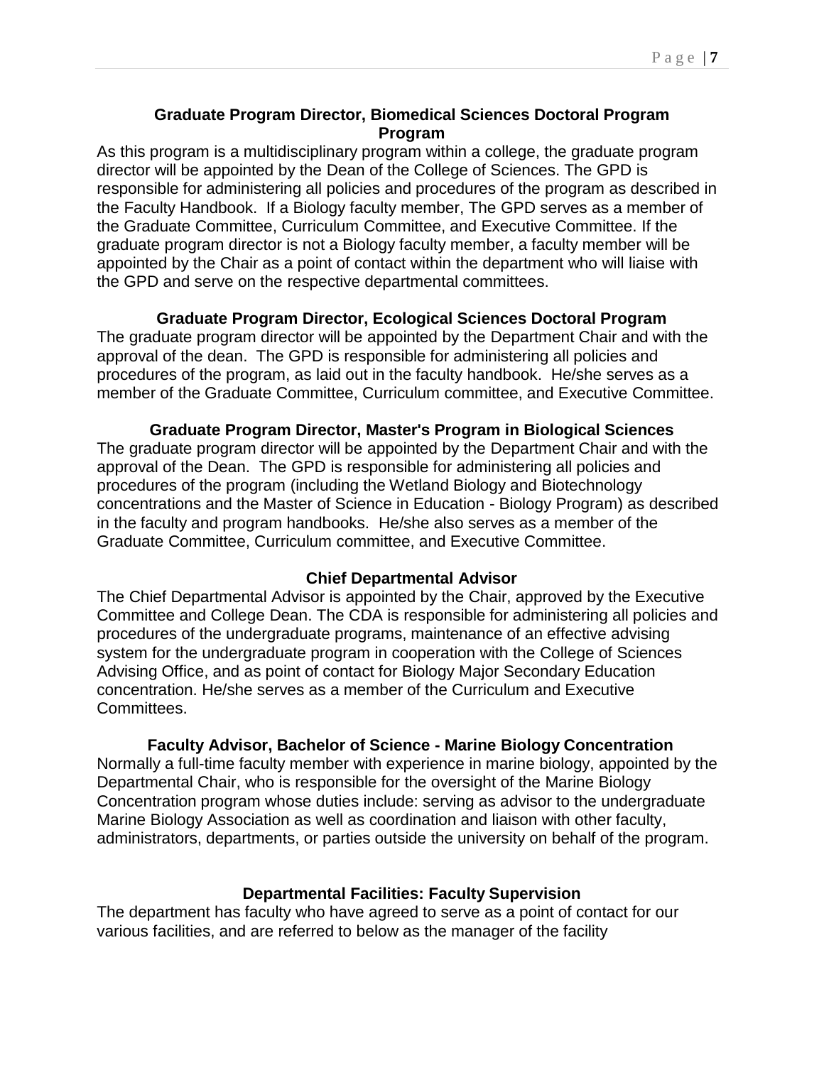### Graduate Program Director, Biomedical Sciences Doctoral Program Program

As this program is a multidisciplinary program within a college, the graduate program director will be appointed by the Dean of the College of Sciences. The GPD is responsible for administering all policies and procedures of the program as described in the Faculty Handbook. If a Biology faculty member, The GPD serves as a member of the Graduate Committee, Curriculum Committee, and Executive Committee. If the graduate program director is not a Biology faculty member, a faculty member will be appointed by the Chair as a point of contact within the department who will liaise with the GPD and serve on the respective departmental committees.

### Graduate Program Director, Ecological Sciences Doctoral Program

The graduate program director will be appointed by the Department Chair and with the approval of the dean. The GPD is responsible for administering all policies and procedures of the program, as laid out in the faculty handbook. He/she serves as a member of the Graduate Committee, Curriculum committee, and Executive Committee.

### Graduate Program Director, Master's Program in Biological Sciences

The graduate program director will be appointed by the Department Chair and with the approval of the Dean. The GPD is responsible for administering all policies and procedures of the program (including the Wetland Biology and Biotechnology concentrations and the Master of Science in Education - Biology Program) as described in the faculty and program handbooks. He/she also serves as a member of the Graduate Committee, Curriculum committee, and Executive Committee.

### Chief Departmental Advisor

The Chief Departmental Advisor is appointed by the Chair, approved by the Executive Committee and College Dean. The CDA is responsible for administering all policies and procedures of the undergraduate programs, maintenance of an effective advising system for the undergraduate program in cooperation with the College of Sciences Advising Office, and as point of contact for Biology Major Secondary Education concentration. He/she serves as a member of the Curriculum and Executive Committees.

### Faculty Advisor, Bachelor of Science - Marine Biology Concentration

Normally a full-time faculty member with experience in marine biology, appointed by the Departmental Chair, who is responsible for the oversight of the Marine Biology Concentration program whose duties include: serving as advisor to the undergraduate Marine Biology Association as well as coordination and liaison with other faculty, administrators, departments, or parties outside the university on behalf of the program.

### Departmental Facilities: Faculty Supervision

The department has faculty who have agreed to serve as a point of contact for our various facilities, and are referred to below as the manager of the facility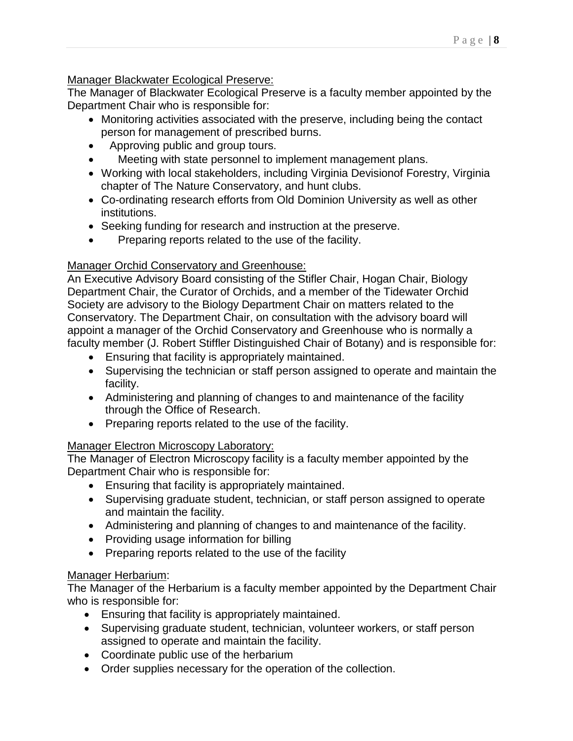Manager Blackwater Ecological Preserve:

The Manager of Blackwater Ecological Preserve is a faculty member appointed by the Department Chair who is responsible for:

- Monitoring activities associated with the preserve, including being the contact person for management of prescribed burns.
- Approving public and group tours.
- Meeting with state personnel to implement management plans.
- Working with local stakeholders, including Virginia Devisionof Forestry, Virginia chapter of The Nature Conservatory, and hunt clubs.
- Co-ordinating research efforts from Old Dominion University as well as other institutions.
- Seeking funding for research and instruction at the preserve.
- Preparing reports related to the use of the facility.

Manager Orchid Conservatory and Greenhouse:

An Executive Advisory Board consisting of the Stifler Chair, Hogan Chair, Biology Department Chair, the Curator of Orchids, and a member of the Tidewater Orchid Society are advisory to the Biology Department Chair on matters related to the Conservatory. The Department Chair, on consultation with the advisory board will appoint a manager of the Orchid Conservatory and Greenhouse who is normally a faculty member (J. Robert Stiffler Distinguished Chair of Botany) and is responsible for:

- Ensuring that facility is appropriately maintained.
- Supervising the technician or staff person assigned to operate and maintain the facility.
- Administering and planning of changes to and maintenance of the facility through the Office of Research.
- Preparing reports related to the use of the facility.

Manager Electron Microscopy Laboratory:

The Manager of Electron Microscopy facility is a faculty member appointed by the Department Chair who is responsible for:

- Ensuring that facility is appropriately maintained.
- Supervising graduate student, technician, or staff person assigned to operate and maintain the facility.
- Administering and planning of changes to and maintenance of the facility.
- Providing usage information for billing
- Preparing reports related to the use of the facility

Manager Herbarium:

The Manager of the Herbarium is a faculty member appointed by the Department Chair who is responsible for:

- Ensuring that facility is appropriately maintained.
- Supervising graduate student, technician, volunteer workers, or staff person assigned to operate and maintain the facility.
- Coordinate public use of the herbarium
- Order supplies necessary for the operation of the collection.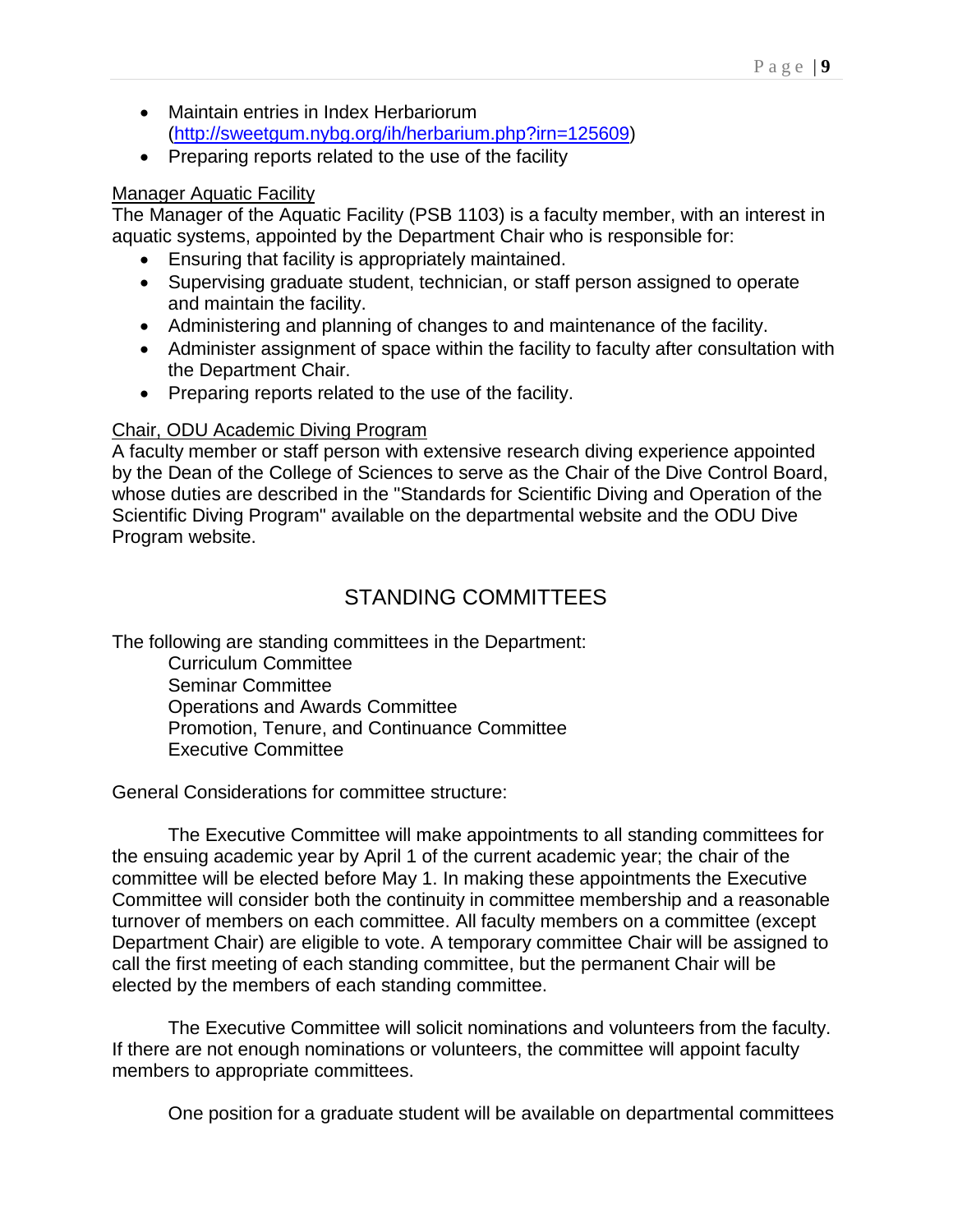- Maintain entries in Index Herbariorum (http://sweetgum.nybg.org/ih/herbarium.php?irn=125609)
- Preparing reports related to the use of the facility

Manager Aquatic Facility

The Manager of the Aquatic Facility (PSB 1103) is a faculty member, with an interest in aquatic systems, appointed by the Department Chair who is responsible for:

- Ensuring that facility is appropriately maintained.
- Supervising graduate student, technician, or staff person assigned to operate and maintain the facility.
- Administering and planning of changes to and maintenance of the facility.
- Administer assignment of space within the facility to faculty after consultation with the Department Chair.
- Preparing reports related to the use of the facility.

Chair, ODU Academic Diving Program

A faculty member or staff person with extensive research diving experience appointed by the Dean of the College of Sciences to serve as the Chair of the Dive Control Board, whose duties are described in the "Standards for Scientific Diving and Operation of the Scientific Diving Program" available on the departmental website and the ODU Dive Program website.

## STANDING COMMITTEES

The following are standing committees in the Department:

Curriculum Committee
Seminar Committee
Operations and Awards Committee
Promotion, Tenure, and Continuance Committee
Executive Committee

General Considerations for committee structure:

The Executive Committee will make appointments to all standing committees for the ensuing academic year by April 1 of the current academic year; the chair of the committee will be elected before May 1. In making these appointments the Executive Committee will consider both the continuity in committee membership and a reasonable turnover of members on each committee. All faculty members on a committee (except Department Chair) are eligible to vote. A temporary committee Chair will be assigned to call the first meeting of each standing committee, but the permanent Chair will be elected by the members of each standing committee.

The Executive Committee will solicit nominations and volunteers from the faculty. If there are not enough nominations or volunteers, the committee will appoint faculty members to appropriate committees.

One position for a graduate student will be available on departmental committees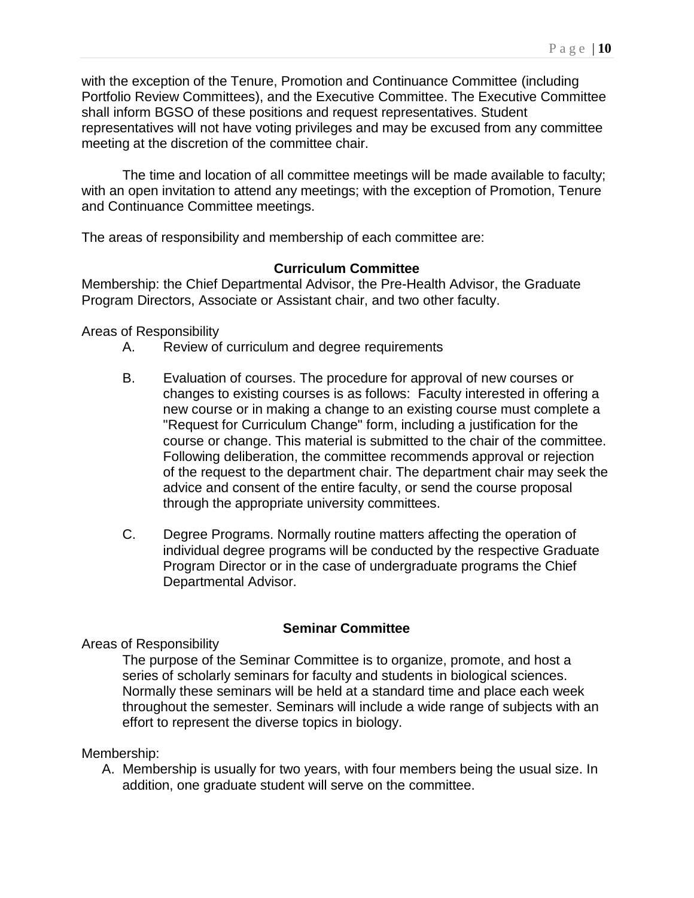with the exception of the Tenure, Promotion and Continuance Committee (including Portfolio Review Committees), and the Executive Committee. The Executive Committee shall inform BGSO of these positions and request representatives. Student representatives will not have voting privileges and may be excused from any committee meeting at the discretion of the committee chair.

The time and location of all committee meetings will be made available to faculty; with an open invitation to attend any meetings; with the exception of Promotion, Tenure and Continuance Committee meetings.

The areas of responsibility and membership of each committee are:

**Curriculum Committee**

Membership: the Chief Departmental Advisor, the Pre-Health Advisor, the Graduate Program Directors, Associate or Assistant chair, and two other faculty.

Areas of Responsibility

A. Review of curriculum and degree requirements

B. Evaluation of courses. The procedure for approval of new courses or changes to existing courses is as follows: Faculty interested in offering a new course or in making a change to an existing course must complete a "Request for Curriculum Change" form, including a justification for the course or change. This material is submitted to the chair of the committee. Following deliberation, the committee recommends approval or rejection of the request to the department chair. The department chair may seek the advice and consent of the entire faculty, or send the course proposal through the appropriate university committees.

C. Degree Programs. Normally routine matters affecting the operation of individual degree programs will be conducted by the respective Graduate Program Director or in the case of undergraduate programs the Chief Departmental Advisor.

**Seminar Committee**

Areas of Responsibility

The purpose of the Seminar Committee is to organize, promote, and host a series of scholarly seminars for faculty and students in biological sciences. Normally these seminars will be held at a standard time and place each week throughout the semester. Seminars will include a wide range of subjects with an effort to represent the diverse topics in biology.

Membership:

A. Membership is usually for two years, with four members being the usual size. In addition, one graduate student will serve on the committee.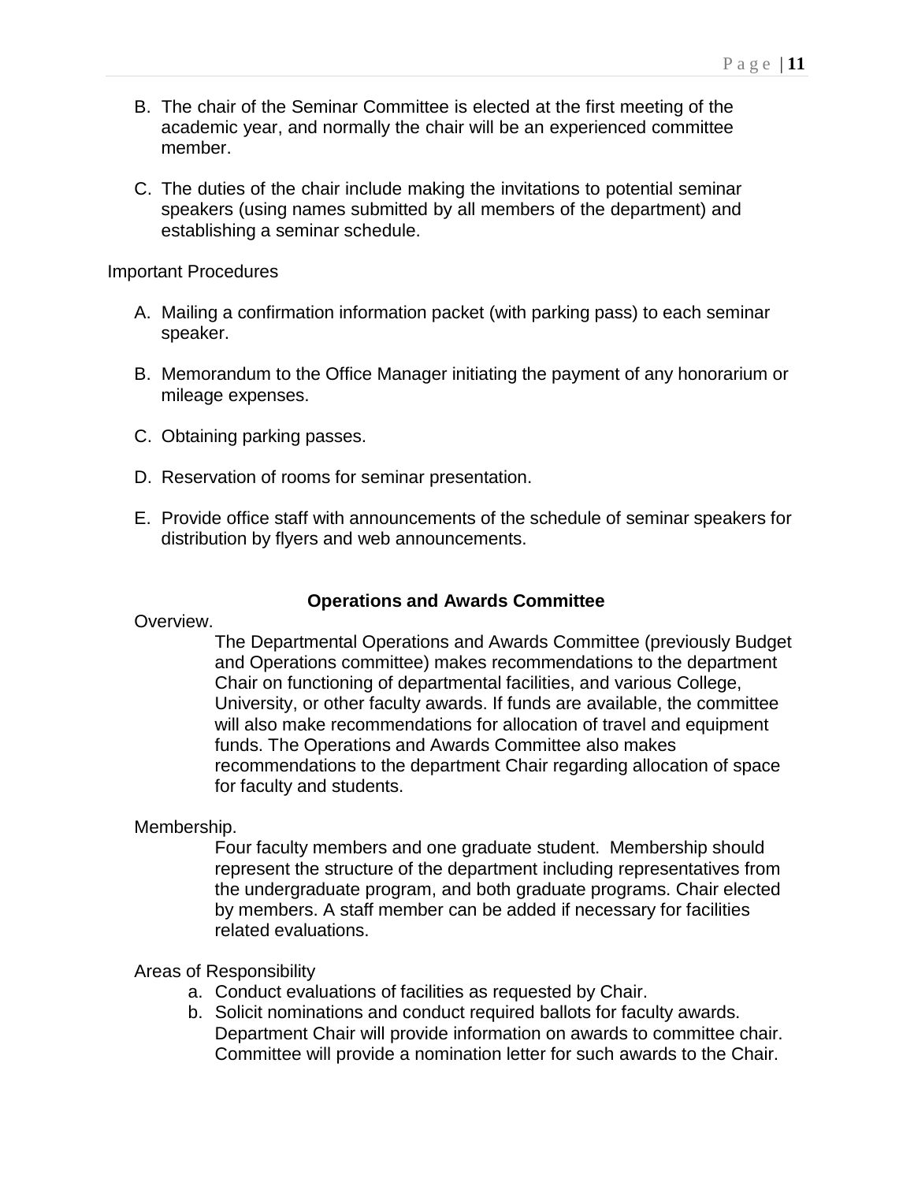B. The chair of the Seminar Committee is elected at the first meeting of the academic year, and normally the chair will be an experienced committee member.

C. The duties of the chair include making the invitations to potential seminar speakers (using names submitted by all members of the department) and establishing a seminar schedule.

Important Procedures

A. Mailing a confirmation information packet (with parking pass) to each seminar speaker.

B. Memorandum to the Office Manager initiating the payment of any honorarium or mileage expenses.

C. Obtaining parking passes.

D. Reservation of rooms for seminar presentation.

E. Provide office staff with announcements of the schedule of seminar speakers for distribution by flyers and web announcements.

## Operations and Awards Committee

Overview.

The Departmental Operations and Awards Committee (previously Budget and Operations committee) makes recommendations to the department Chair on functioning of departmental facilities, and various College, University, or other faculty awards. If funds are available, the committee will also make recommendations for allocation of travel and equipment funds. The Operations and Awards Committee also makes recommendations to the department Chair regarding allocation of space for faculty and students.

Membership.

Four faculty members and one graduate student. Membership should represent the structure of the department including representatives from the undergraduate program, and both graduate programs. Chair elected by members. A staff member can be added if necessary for facilities related evaluations.

Areas of Responsibility

a. Conduct evaluations of facilities as requested by Chair.
b. Solicit nominations and conduct required ballots for faculty awards. Department Chair will provide information on awards to committee chair. Committee will provide a nomination letter for such awards to the Chair.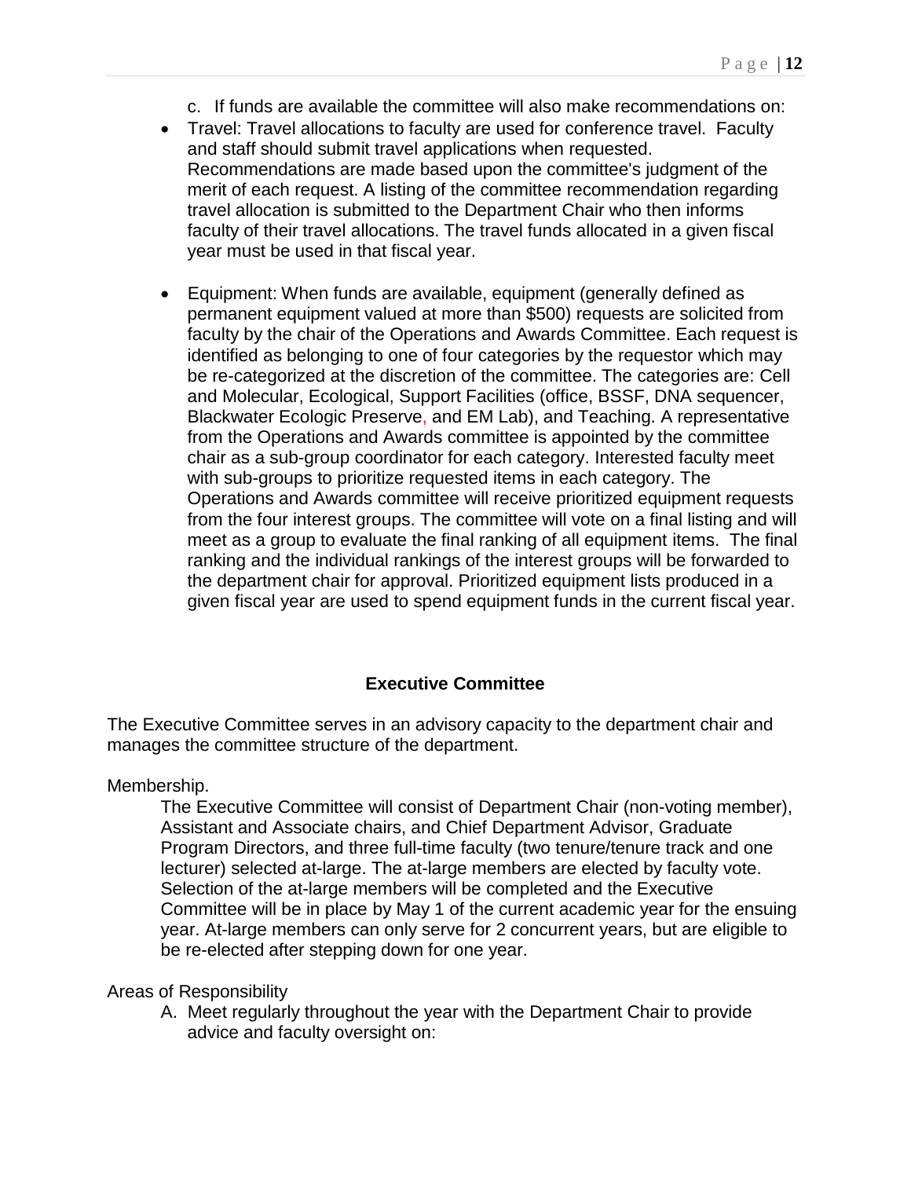c. If funds are available the committee will also make recommendations on:

- Travel: Travel allocations to faculty are used for conference travel. Faculty and staff should submit travel applications when requested. Recommendations are made based upon the committee's judgment of the merit of each request. A listing of the committee recommendation regarding travel allocation is submitted to the Department Chair who then informs faculty of their travel allocations. The travel funds allocated in a given fiscal year must be used in that fiscal year.

- Equipment: When funds are available, equipment (generally defined as permanent equipment valued at more than $500) requests are solicited from faculty by the chair of the Operations and Awards Committee. Each request is identified as belonging to one of four categories by the requestor which may be re-categorized at the discretion of the committee. The categories are: Cell and Molecular, Ecological, Support Facilities (office, BSSF, DNA sequencer, Blackwater Ecologic Preserve, and EM Lab), and Teaching. A representative from the Operations and Awards committee is appointed by the committee chair as a sub-group coordinator for each category. Interested faculty meet with sub-groups to prioritize requested items in each category. The Operations and Awards committee will receive prioritized equipment requests from the four interest groups. The committee will vote on a final listing and will meet as a group to evaluate the final ranking of all equipment items. The final ranking and the individual rankings of the interest groups will be forwarded to the department chair for approval. Prioritized equipment lists produced in a given fiscal year are used to spend equipment funds in the current fiscal year.

## Executive Committee

The Executive Committee serves in an advisory capacity to the department chair and manages the committee structure of the department.

Membership.

The Executive Committee will consist of Department Chair (non-voting member), Assistant and Associate chairs, and Chief Department Advisor, Graduate Program Directors, and three full-time faculty (two tenure/tenure track and one lecturer) selected at-large. The at-large members are elected by faculty vote. Selection of the at-large members will be completed and the Executive Committee will be in place by May 1 of the current academic year for the ensuing year. At-large members can only serve for 2 concurrent years, but are eligible to be re-elected after stepping down for one year.

Areas of Responsibility

A. Meet regularly throughout the year with the Department Chair to provide advice and faculty oversight on: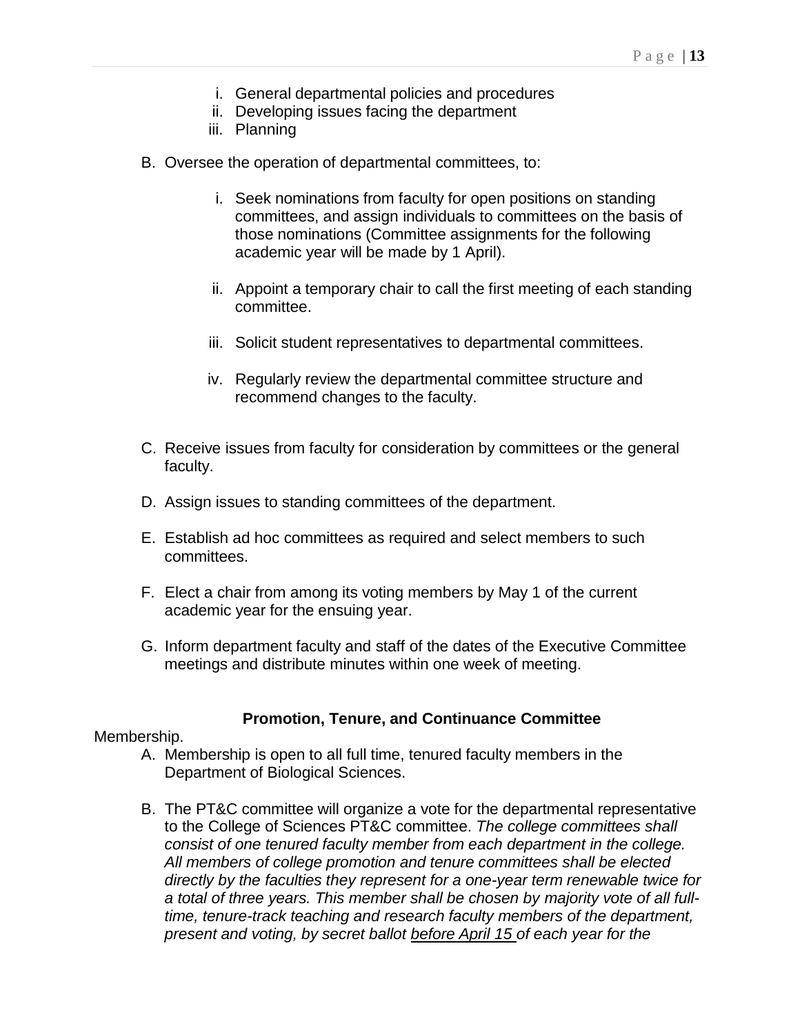i. General departmental policies and procedures
   ii. Developing issues facing the department
   iii. Planning

B. Oversee the operation of departmental committees, to:

   i. Seek nominations from faculty for open positions on standing committees, and assign individuals to committees on the basis of those nominations (Committee assignments for the following academic year will be made by 1 April).

   ii. Appoint a temporary chair to call the first meeting of each standing committee.

   iii. Solicit student representatives to departmental committees.

   iv. Regularly review the departmental committee structure and recommend changes to the faculty.

C. Receive issues from faculty for consideration by committees or the general faculty.

D. Assign issues to standing committees of the department.

E. Establish ad hoc committees as required and select members to such committees.

F. Elect a chair from among its voting members by May 1 of the current academic year for the ensuing year.

G. Inform department faculty and staff of the dates of the Executive Committee meetings and distribute minutes within one week of meeting.

### Promotion, Tenure, and Continuance Committee

Membership.

A. Membership is open to all full time, tenured faculty members in the Department of Biological Sciences.

B. The PT&C committee will organize a vote for the departmental representative to the College of Sciences PT&C committee. *The college committees shall consist of one tenured faculty member from each department in the college. All members of college promotion and tenure committees shall be elected directly by the faculties they represent for a one-year term renewable twice for a total of three years. This member shall be chosen by majority vote of all full-time, tenure-track teaching and research faculty members of the department, present and voting, by secret ballot <u>before April 15</u> of each year for the*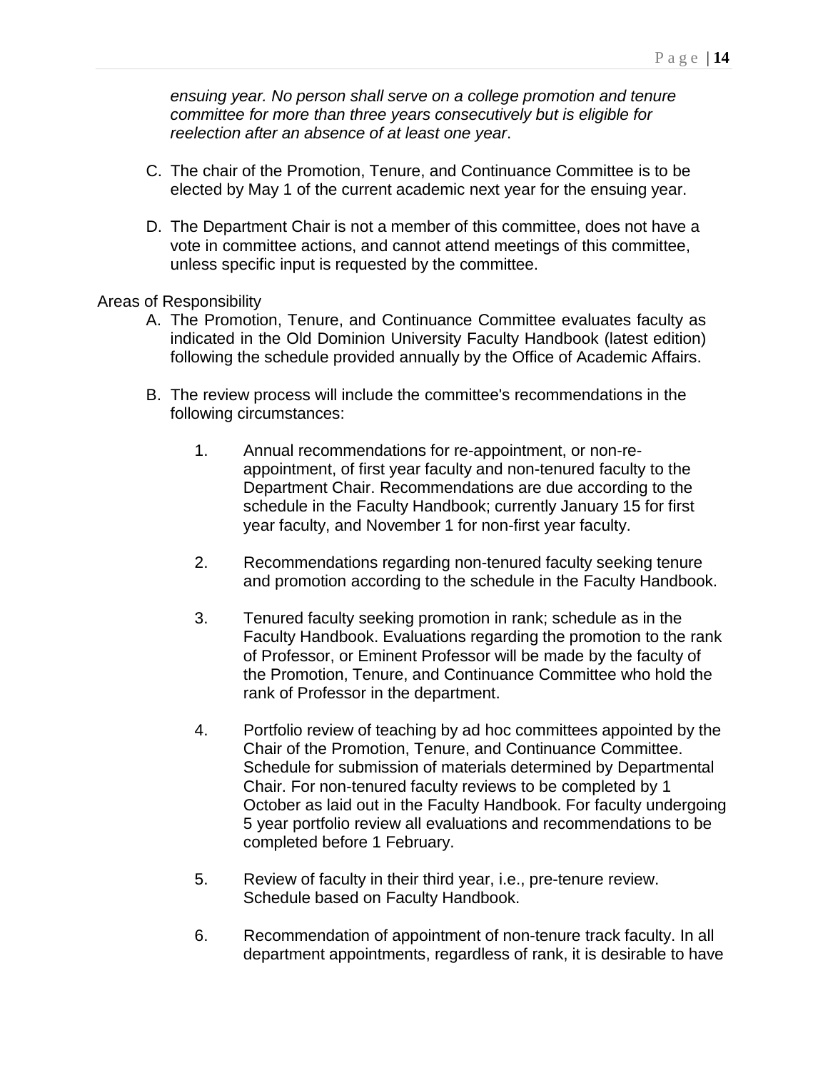*ensuing year. No person shall serve on a college promotion and tenure committee for more than three years consecutively but is eligible for reelection after an absence of at least one year*.

C. The chair of the Promotion, Tenure, and Continuance Committee is to be elected by May 1 of the current academic next year for the ensuing year.

D. The Department Chair is not a member of this committee, does not have a vote in committee actions, and cannot attend meetings of this committee, unless specific input is requested by the committee.

Areas of Responsibility

A. The Promotion, Tenure, and Continuance Committee evaluates faculty as indicated in the Old Dominion University Faculty Handbook (latest edition) following the schedule provided annually by the Office of Academic Affairs.

B. The review process will include the committee's recommendations in the following circumstances:

   1. Annual recommendations for re-appointment, or non-re-appointment, of first year faculty and non-tenured faculty to the Department Chair. Recommendations are due according to the schedule in the Faculty Handbook; currently January 15 for first year faculty, and November 1 for non-first year faculty.

   2. Recommendations regarding non-tenured faculty seeking tenure and promotion according to the schedule in the Faculty Handbook.

   3. Tenured faculty seeking promotion in rank; schedule as in the Faculty Handbook. Evaluations regarding the promotion to the rank of Professor, or Eminent Professor will be made by the faculty of the Promotion, Tenure, and Continuance Committee who hold the rank of Professor in the department.

   4. Portfolio review of teaching by ad hoc committees appointed by the Chair of the Promotion, Tenure, and Continuance Committee. Schedule for submission of materials determined by Departmental Chair. For non-tenured faculty reviews to be completed by 1 October as laid out in the Faculty Handbook. For faculty undergoing 5 year portfolio review all evaluations and recommendations to be completed before 1 February.

   5. Review of faculty in their third year, i.e., pre-tenure review. Schedule based on Faculty Handbook.

   6. Recommendation of appointment of non-tenure track faculty. In all department appointments, regardless of rank, it is desirable to have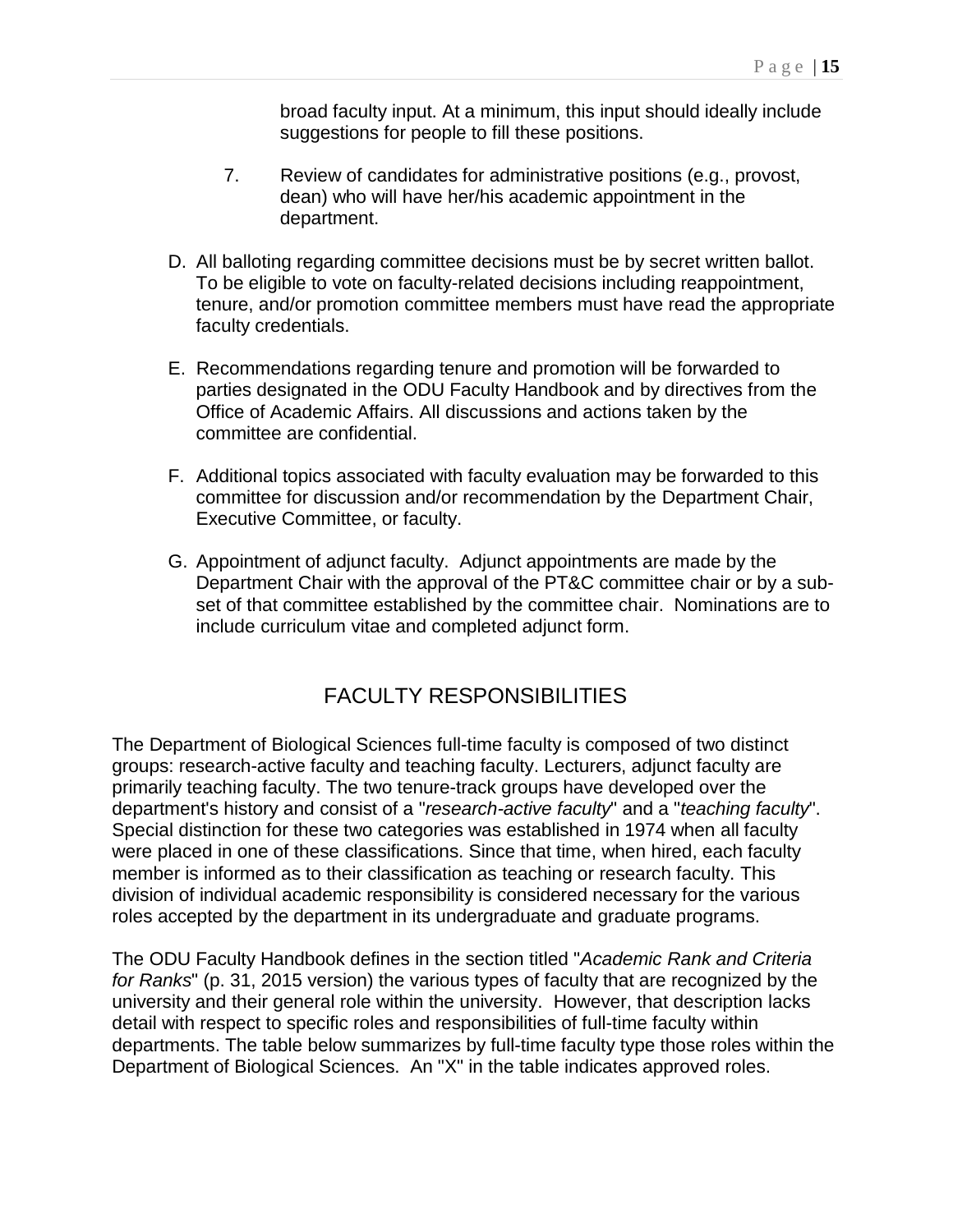broad faculty input. At a minimum, this input should ideally include suggestions for people to fill these positions.

7. Review of candidates for administrative positions (e.g., provost, dean) who will have her/his academic appointment in the department.

D. All balloting regarding committee decisions must be by secret written ballot. To be eligible to vote on faculty-related decisions including reappointment, tenure, and/or promotion committee members must have read the appropriate faculty credentials.

E. Recommendations regarding tenure and promotion will be forwarded to parties designated in the ODU Faculty Handbook and by directives from the Office of Academic Affairs. All discussions and actions taken by the committee are confidential.

F. Additional topics associated with faculty evaluation may be forwarded to this committee for discussion and/or recommendation by the Department Chair, Executive Committee, or faculty.

G. Appointment of adjunct faculty. Adjunct appointments are made by the Department Chair with the approval of the PT&C committee chair or by a sub-set of that committee established by the committee chair. Nominations are to include curriculum vitae and completed adjunct form.

## FACULTY RESPONSIBILITIES

The Department of Biological Sciences full-time faculty is composed of two distinct groups: research-active faculty and teaching faculty. Lecturers, adjunct faculty are primarily teaching faculty. The two tenure-track groups have developed over the department's history and consist of a "*research-active faculty*" and a "*teaching faculty*". Special distinction for these two categories was established in 1974 when all faculty were placed in one of these classifications. Since that time, when hired, each faculty member is informed as to their classification as teaching or research faculty. This division of individual academic responsibility is considered necessary for the various roles accepted by the department in its undergraduate and graduate programs.

The ODU Faculty Handbook defines in the section titled "*Academic Rank and Criteria for Ranks*" (p. 31, 2015 version) the various types of faculty that are recognized by the university and their general role within the university. However, that description lacks detail with respect to specific roles and responsibilities of full-time faculty within departments. The table below summarizes by full-time faculty type those roles within the Department of Biological Sciences. An "X" in the table indicates approved roles.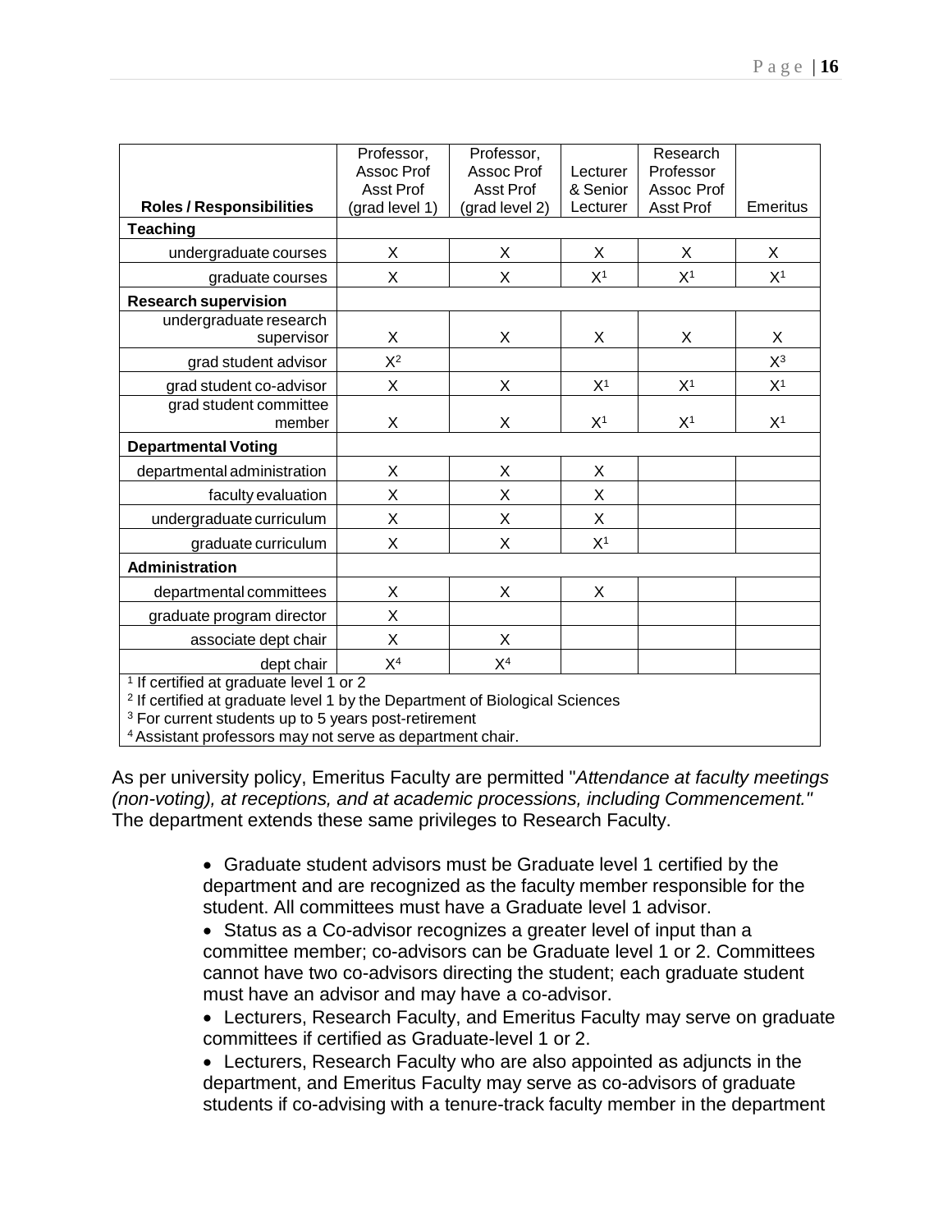| Roles / Responsibilities | Professor, Assoc Prof Asst Prof (grad level 1) | Professor, Assoc Prof Asst Prof (grad level 2) | Lecturer & Senior Lecturer | Research Professor Assoc Prof Asst Prof | Emeritus |
|---|---|---|---|---|---|
| **Teaching** | | | | | |
| undergraduate courses | X | X | X | X | X |
| graduate courses | X | X | X[1] | X[1] | X[1] |
| **Research supervision** | | | | | |
| undergraduate research supervisor | X | X | X | X | X |
| grad student advisor | X[2] | | | | X[3] |
| grad student co-advisor | X | X | X[1] | X[1] | X[1] |
| grad student committee member | X | X | X[1] | X[1] | X[1] |
| **Departmental Voting** | | | | | |
| departmental administration | X | X | X | | |
| faculty evaluation | X | X | X | | |
| undergraduate curriculum | X | X | X | | |
| graduate curriculum | X | X | X[1] | | |
| **Administration** | | | | | |
| departmental committees | X | X | X | | |
| graduate program director | X | | | | |
| associate dept chair | X | X | | | |
| dept chair | X[4] | X[4] | | | |

[1] If certified at graduate level 1 or 2
[2] If certified at graduate level 1 by the Department of Biological Sciences
[3] For current students up to 5 years post-retirement
[4] Assistant professors may not serve as department chair.

As per university policy, Emeritus Faculty are permitted "*Attendance at faculty meetings (non-voting), at receptions, and at academic processions, including Commencement."* The department extends these same privileges to Research Faculty.

- Graduate student advisors must be Graduate level 1 certified by the department and are recognized as the faculty member responsible for the student. All committees must have a Graduate level 1 advisor.
- Status as a Co-advisor recognizes a greater level of input than a committee member; co-advisors can be Graduate level 1 or 2. Committees cannot have two co-advisors directing the student; each graduate student must have an advisor and may have a co-advisor.
- Lecturers, Research Faculty, and Emeritus Faculty may serve on graduate committees if certified as Graduate-level 1 or 2.
- Lecturers, Research Faculty who are also appointed as adjuncts in the department, and Emeritus Faculty may serve as co-advisors of graduate students if co-advising with a tenure-track faculty member in the department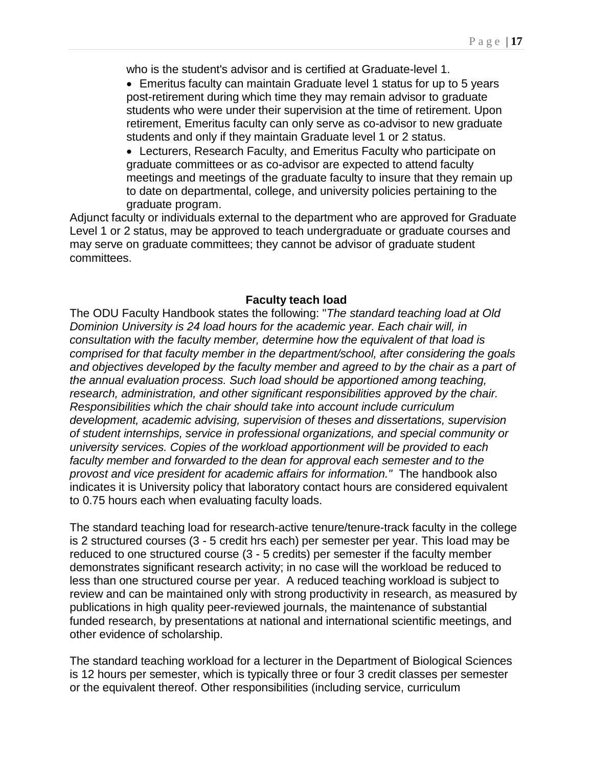who is the student's advisor and is certified at Graduate-level 1.

- Emeritus faculty can maintain Graduate level 1 status for up to 5 years post-retirement during which time they may remain advisor to graduate students who were under their supervision at the time of retirement. Upon retirement, Emeritus faculty can only serve as co-advisor to new graduate students and only if they maintain Graduate level 1 or 2 status.
- Lecturers, Research Faculty, and Emeritus Faculty who participate on graduate committees or as co-advisor are expected to attend faculty meetings and meetings of the graduate faculty to insure that they remain up to date on departmental, college, and university policies pertaining to the graduate program.

Adjunct faculty or individuals external to the department who are approved for Graduate Level 1 or 2 status, may be approved to teach undergraduate or graduate courses and may serve on graduate committees; they cannot be advisor of graduate student committees.

## Faculty teach load

The ODU Faculty Handbook states the following: "*The standard teaching load at Old Dominion University is 24 load hours for the academic year. Each chair will, in consultation with the faculty member, determine how the equivalent of that load is comprised for that faculty member in the department/school, after considering the goals and objectives developed by the faculty member and agreed to by the chair as a part of the annual evaluation process. Such load should be apportioned among teaching, research, administration, and other significant responsibilities approved by the chair. Responsibilities which the chair should take into account include curriculum development, academic advising, supervision of theses and dissertations, supervision of student internships, service in professional organizations, and special community or university services. Copies of the workload apportionment will be provided to each faculty member and forwarded to the dean for approval each semester and to the provost and vice president for academic affairs for information.*" The handbook also indicates it is University policy that laboratory contact hours are considered equivalent to 0.75 hours each when evaluating faculty loads.

The standard teaching load for research-active tenure/tenure-track faculty in the college is 2 structured courses (3 - 5 credit hrs each) per semester per year. This load may be reduced to one structured course (3 - 5 credits) per semester if the faculty member demonstrates significant research activity; in no case will the workload be reduced to less than one structured course per year. A reduced teaching workload is subject to review and can be maintained only with strong productivity in research, as measured by publications in high quality peer-reviewed journals, the maintenance of substantial funded research, by presentations at national and international scientific meetings, and other evidence of scholarship.

The standard teaching workload for a lecturer in the Department of Biological Sciences is 12 hours per semester, which is typically three or four 3 credit classes per semester or the equivalent thereof. Other responsibilities (including service, curriculum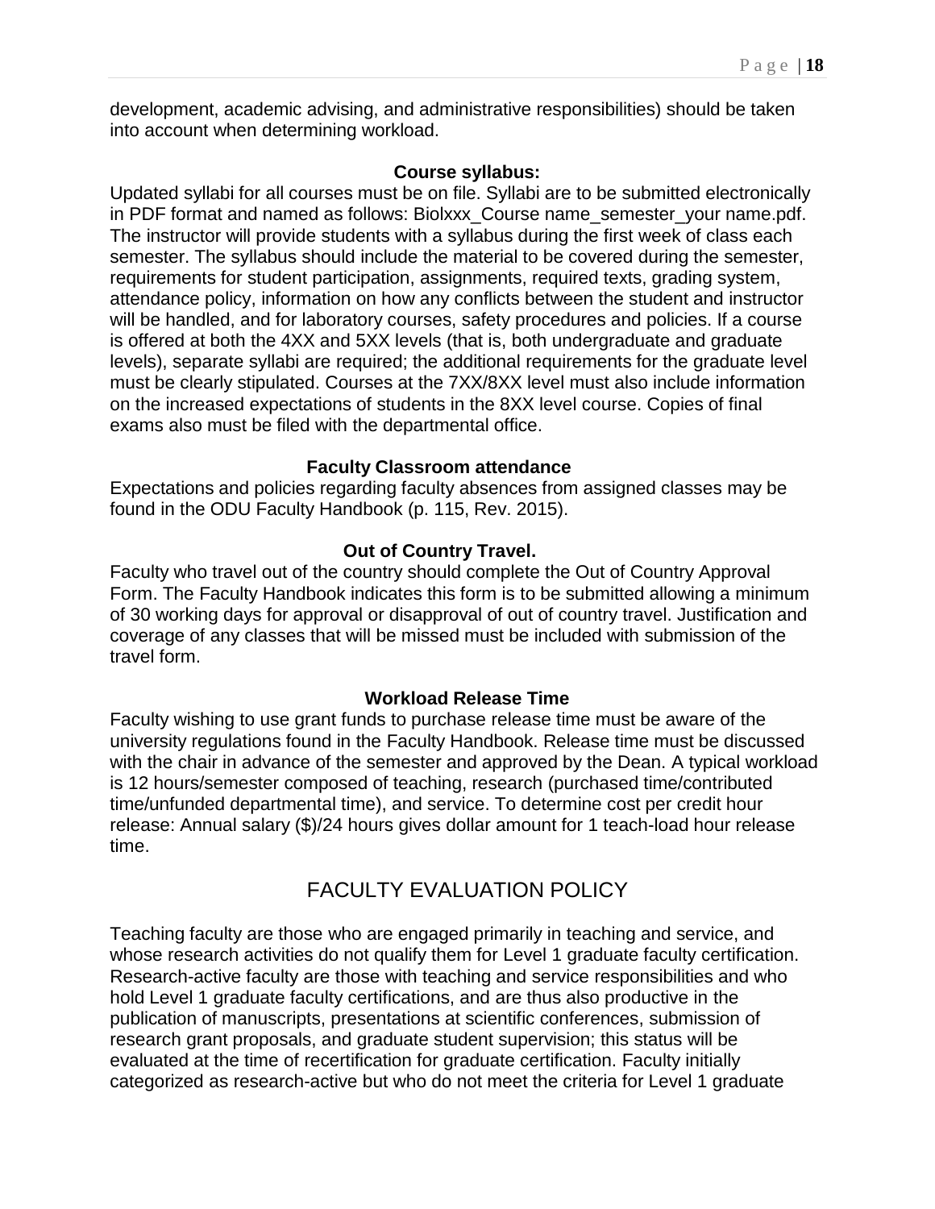development, academic advising, and administrative responsibilities) should be taken into account when determining workload.

**Course syllabus:**

Updated syllabi for all courses must be on file. Syllabi are to be submitted electronically in PDF format and named as follows: Biolxxx_Course name_semester_your name.pdf. The instructor will provide students with a syllabus during the first week of class each semester. The syllabus should include the material to be covered during the semester, requirements for student participation, assignments, required texts, grading system, attendance policy, information on how any conflicts between the student and instructor will be handled, and for laboratory courses, safety procedures and policies. If a course is offered at both the 4XX and 5XX levels (that is, both undergraduate and graduate levels), separate syllabi are required; the additional requirements for the graduate level must be clearly stipulated. Courses at the 7XX/8XX level must also include information on the increased expectations of students in the 8XX level course. Copies of final exams also must be filed with the departmental office.

**Faculty Classroom attendance**

Expectations and policies regarding faculty absences from assigned classes may be found in the ODU Faculty Handbook (p. 115, Rev. 2015).

**Out of Country Travel.**

Faculty who travel out of the country should complete the Out of Country Approval Form. The Faculty Handbook indicates this form is to be submitted allowing a minimum of 30 working days for approval or disapproval of out of country travel. Justification and coverage of any classes that will be missed must be included with submission of the travel form.

**Workload Release Time**

Faculty wishing to use grant funds to purchase release time must be aware of the university regulations found in the Faculty Handbook. Release time must be discussed with the chair in advance of the semester and approved by the Dean. A typical workload is 12 hours/semester composed of teaching, research (purchased time/contributed time/unfunded departmental time), and service. To determine cost per credit hour release: Annual salary ($)/24 hours gives dollar amount for 1 teach-load hour release time.

## FACULTY EVALUATION POLICY

Teaching faculty are those who are engaged primarily in teaching and service, and whose research activities do not qualify them for Level 1 graduate faculty certification. Research-active faculty are those with teaching and service responsibilities and who hold Level 1 graduate faculty certifications, and are thus also productive in the publication of manuscripts, presentations at scientific conferences, submission of research grant proposals, and graduate student supervision; this status will be evaluated at the time of recertification for graduate certification. Faculty initially categorized as research-active but who do not meet the criteria for Level 1 graduate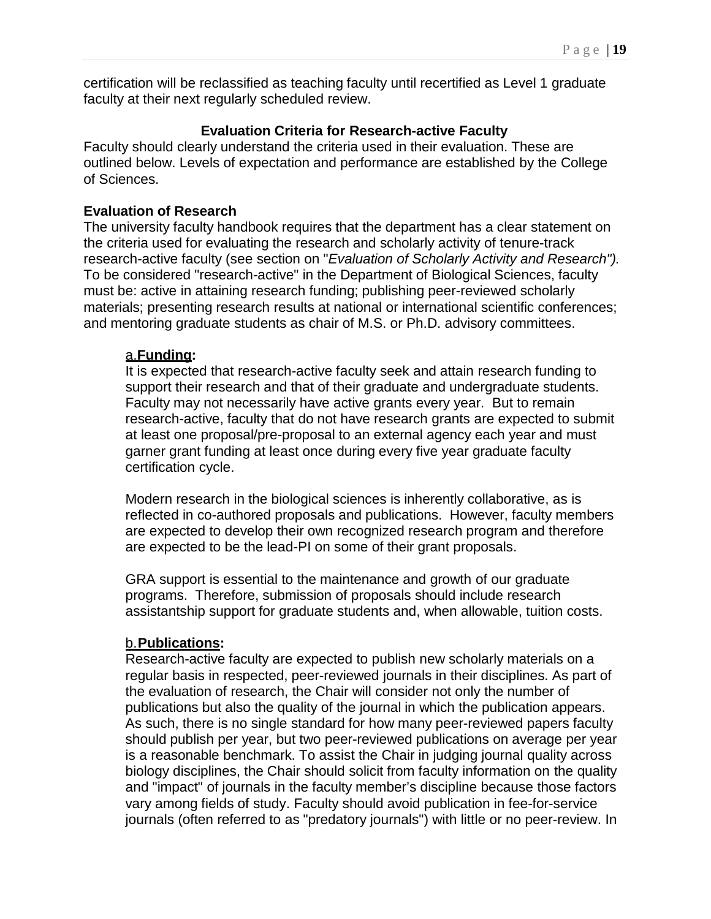certification will be reclassified as teaching faculty until recertified as Level 1 graduate faculty at their next regularly scheduled review.

## Evaluation Criteria for Research-active Faculty

Faculty should clearly understand the criteria used in their evaluation. These are outlined below. Levels of expectation and performance are established by the College of Sciences.

### Evaluation of Research

The university faculty handbook requires that the department has a clear statement on the criteria used for evaluating the research and scholarly activity of tenure-track research-active faculty (see section on "*Evaluation of Scholarly Activity and Research").* To be considered "research-active" in the Department of Biological Sciences, faculty must be: active in attaining research funding; publishing peer-reviewed scholarly materials; presenting research results at national or international scientific conferences; and mentoring graduate students as chair of M.S. or Ph.D. advisory committees.

a. **Funding:**

It is expected that research-active faculty seek and attain research funding to support their research and that of their graduate and undergraduate students. Faculty may not necessarily have active grants every year. But to remain research-active, faculty that do not have research grants are expected to submit at least one proposal/pre-proposal to an external agency each year and must garner grant funding at least once during every five year graduate faculty certification cycle.

Modern research in the biological sciences is inherently collaborative, as is reflected in co-authored proposals and publications. However, faculty members are expected to develop their own recognized research program and therefore are expected to be the lead-PI on some of their grant proposals.

GRA support is essential to the maintenance and growth of our graduate programs. Therefore, submission of proposals should include research assistantship support for graduate students and, when allowable, tuition costs.

b. **Publications:**

Research-active faculty are expected to publish new scholarly materials on a regular basis in respected, peer-reviewed journals in their disciplines. As part of the evaluation of research, the Chair will consider not only the number of publications but also the quality of the journal in which the publication appears. As such, there is no single standard for how many peer-reviewed papers faculty should publish per year, but two peer-reviewed publications on average per year is a reasonable benchmark. To assist the Chair in judging journal quality across biology disciplines, the Chair should solicit from faculty information on the quality and "impact" of journals in the faculty member's discipline because those factors vary among fields of study. Faculty should avoid publication in fee-for-service journals (often referred to as "predatory journals") with little or no peer-review. In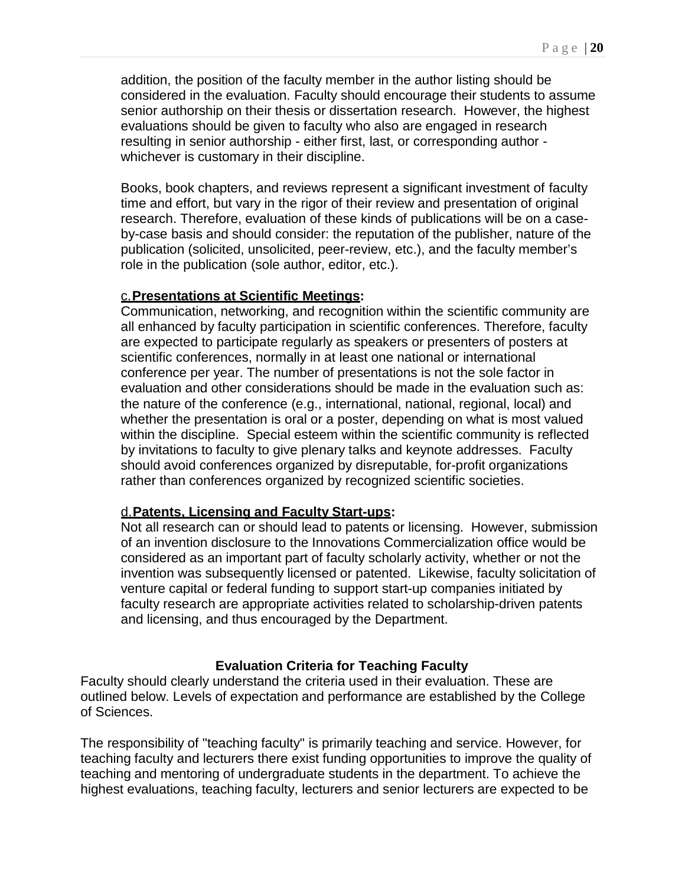addition, the position of the faculty member in the author listing should be considered in the evaluation. Faculty should encourage their students to assume senior authorship on their thesis or dissertation research. However, the highest evaluations should be given to faculty who also are engaged in research resulting in senior authorship - either first, last, or corresponding author - whichever is customary in their discipline.

Books, book chapters, and reviews represent a significant investment of faculty time and effort, but vary in the rigor of their review and presentation of original research. Therefore, evaluation of these kinds of publications will be on a case-by-case basis and should consider: the reputation of the publisher, nature of the publication (solicited, unsolicited, peer-review, etc.), and the faculty member's role in the publication (sole author, editor, etc.).

c. **Presentations at Scientific Meetings:**
Communication, networking, and recognition within the scientific community are all enhanced by faculty participation in scientific conferences. Therefore, faculty are expected to participate regularly as speakers or presenters of posters at scientific conferences, normally in at least one national or international conference per year. The number of presentations is not the sole factor in evaluation and other considerations should be made in the evaluation such as: the nature of the conference (e.g., international, national, regional, local) and whether the presentation is oral or a poster, depending on what is most valued within the discipline. Special esteem within the scientific community is reflected by invitations to faculty to give plenary talks and keynote addresses. Faculty should avoid conferences organized by disreputable, for-profit organizations rather than conferences organized by recognized scientific societies.

d. **Patents, Licensing and Faculty Start-ups:**
Not all research can or should lead to patents or licensing. However, submission of an invention disclosure to the Innovations Commercialization office would be considered as an important part of faculty scholarly activity, whether or not the invention was subsequently licensed or patented. Likewise, faculty solicitation of venture capital or federal funding to support start-up companies initiated by faculty research are appropriate activities related to scholarship-driven patents and licensing, and thus encouraged by the Department.

## Evaluation Criteria for Teaching Faculty

Faculty should clearly understand the criteria used in their evaluation. These are outlined below. Levels of expectation and performance are established by the College of Sciences.

The responsibility of "teaching faculty" is primarily teaching and service. However, for teaching faculty and lecturers there exist funding opportunities to improve the quality of teaching and mentoring of undergraduate students in the department. To achieve the highest evaluations, teaching faculty, lecturers and senior lecturers are expected to be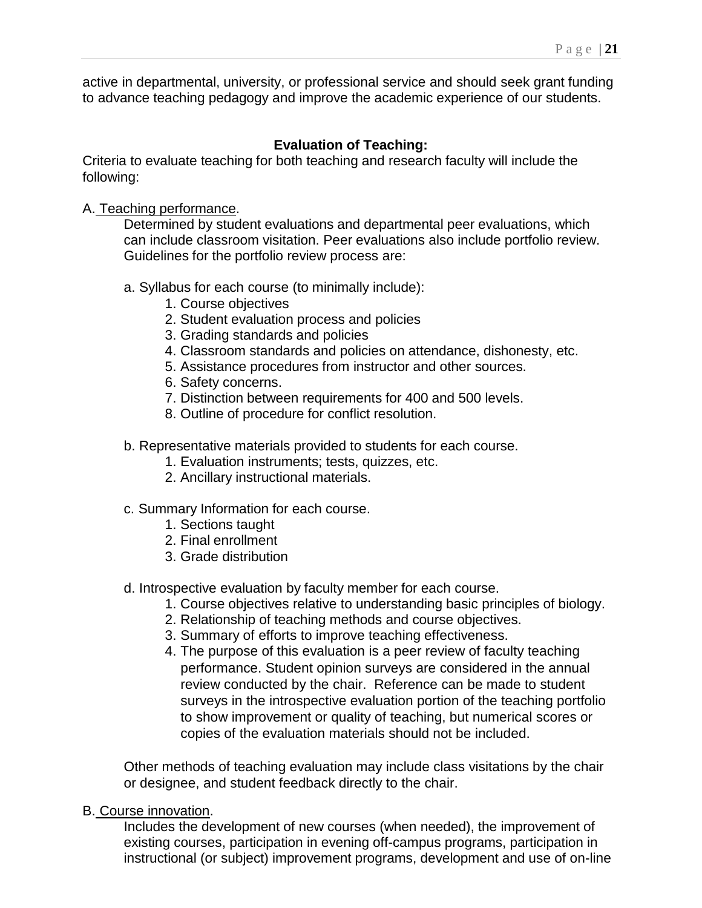active in departmental, university, or professional service and should seek grant funding to advance teaching pedagogy and improve the academic experience of our students.

**Evaluation of Teaching:**

Criteria to evaluate teaching for both teaching and research faculty will include the following:

A. Teaching performance.

Determined by student evaluations and departmental peer evaluations, which can include classroom visitation. Peer evaluations also include portfolio review. Guidelines for the portfolio review process are:

a. Syllabus for each course (to minimally include):

1. Course objectives
2. Student evaluation process and policies
3. Grading standards and policies
4. Classroom standards and policies on attendance, dishonesty, etc.
5. Assistance procedures from instructor and other sources.
6. Safety concerns.
7. Distinction between requirements for 400 and 500 levels.
8. Outline of procedure for conflict resolution.

b. Representative materials provided to students for each course.

1. Evaluation instruments; tests, quizzes, etc.
2. Ancillary instructional materials.

c. Summary Information for each course.

1. Sections taught
2. Final enrollment
3. Grade distribution

d. Introspective evaluation by faculty member for each course.

1. Course objectives relative to understanding basic principles of biology.
2. Relationship of teaching methods and course objectives.
3. Summary of efforts to improve teaching effectiveness.
4. The purpose of this evaluation is a peer review of faculty teaching performance. Student opinion surveys are considered in the annual review conducted by the chair. Reference can be made to student surveys in the introspective evaluation portion of the teaching portfolio to show improvement or quality of teaching, but numerical scores or copies of the evaluation materials should not be included.

Other methods of teaching evaluation may include class visitations by the chair or designee, and student feedback directly to the chair.

B. Course innovation.

Includes the development of new courses (when needed), the improvement of existing courses, participation in evening off-campus programs, participation in instructional (or subject) improvement programs, development and use of on-line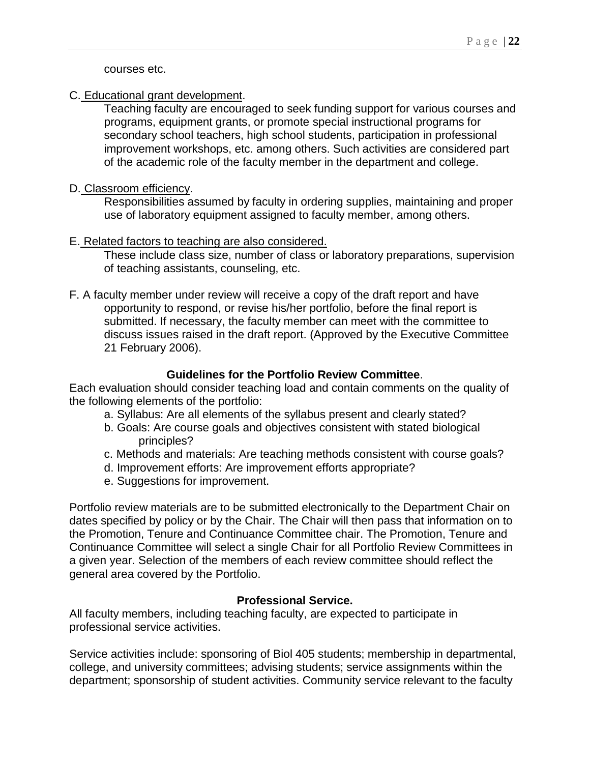courses etc.

C. Educational grant development.

Teaching faculty are encouraged to seek funding support for various courses and programs, equipment grants, or promote special instructional programs for secondary school teachers, high school students, participation in professional improvement workshops, etc. among others. Such activities are considered part of the academic role of the faculty member in the department and college.

D. Classroom efficiency.

Responsibilities assumed by faculty in ordering supplies, maintaining and proper use of laboratory equipment assigned to faculty member, among others.

E. Related factors to teaching are also considered.

These include class size, number of class or laboratory preparations, supervision of teaching assistants, counseling, etc.

F. A faculty member under review will receive a copy of the draft report and have opportunity to respond, or revise his/her portfolio, before the final report is submitted. If necessary, the faculty member can meet with the committee to discuss issues raised in the draft report. (Approved by the Executive Committee 21 February 2006).

**Guidelines for the Portfolio Review Committee**.

Each evaluation should consider teaching load and contain comments on the quality of the following elements of the portfolio:

a. Syllabus: Are all elements of the syllabus present and clearly stated?
b. Goals: Are course goals and objectives consistent with stated biological principles?
c. Methods and materials: Are teaching methods consistent with course goals?
d. Improvement efforts: Are improvement efforts appropriate?
e. Suggestions for improvement.

Portfolio review materials are to be submitted electronically to the Department Chair on dates specified by policy or by the Chair. The Chair will then pass that information on to the Promotion, Tenure and Continuance Committee chair. The Promotion, Tenure and Continuance Committee will select a single Chair for all Portfolio Review Committees in a given year. Selection of the members of each review committee should reflect the general area covered by the Portfolio.

**Professional Service.**

All faculty members, including teaching faculty, are expected to participate in professional service activities.

Service activities include: sponsoring of Biol 405 students; membership in departmental, college, and university committees; advising students; service assignments within the department; sponsorship of student activities. Community service relevant to the faculty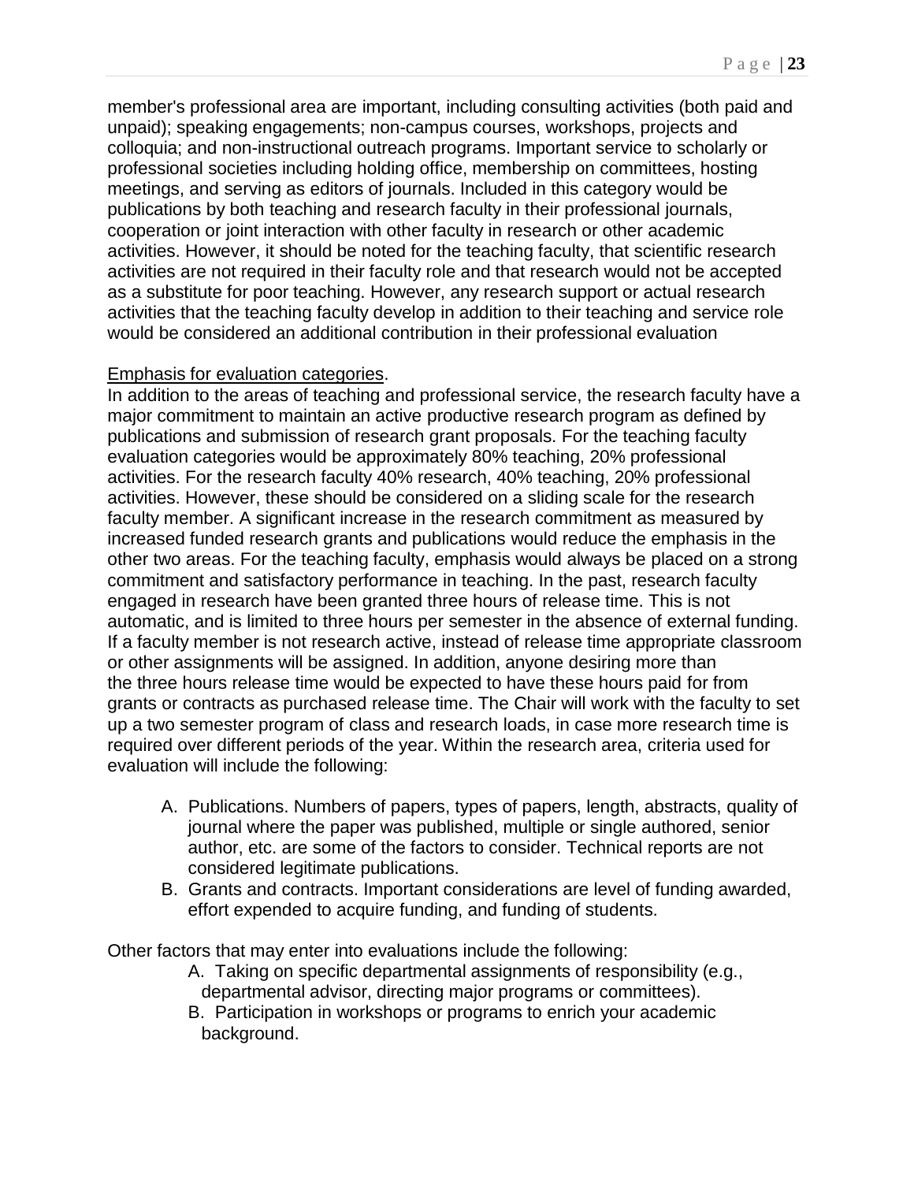member's professional area are important, including consulting activities (both paid and unpaid); speaking engagements; non-campus courses, workshops, projects and colloquia; and non-instructional outreach programs. Important service to scholarly or professional societies including holding office, membership on committees, hosting meetings, and serving as editors of journals. Included in this category would be publications by both teaching and research faculty in their professional journals, cooperation or joint interaction with other faculty in research or other academic activities. However, it should be noted for the teaching faculty, that scientific research activities are not required in their faculty role and that research would not be accepted as a substitute for poor teaching. However, any research support or actual research activities that the teaching faculty develop in addition to their teaching and service role would be considered an additional contribution in their professional evaluation

Emphasis for evaluation categories.

In addition to the areas of teaching and professional service, the research faculty have a major commitment to maintain an active productive research program as defined by publications and submission of research grant proposals. For the teaching faculty evaluation categories would be approximately 80% teaching, 20% professional activities. For the research faculty 40% research, 40% teaching, 20% professional activities. However, these should be considered on a sliding scale for the research faculty member. A significant increase in the research commitment as measured by increased funded research grants and publications would reduce the emphasis in the other two areas. For the teaching faculty, emphasis would always be placed on a strong commitment and satisfactory performance in teaching. In the past, research faculty engaged in research have been granted three hours of release time. This is not automatic, and is limited to three hours per semester in the absence of external funding. If a faculty member is not research active, instead of release time appropriate classroom or other assignments will be assigned. In addition, anyone desiring more than the three hours release time would be expected to have these hours paid for from grants or contracts as purchased release time. The Chair will work with the faculty to set up a two semester program of class and research loads, in case more research time is required over different periods of the year. Within the research area, criteria used for evaluation will include the following:

A. Publications. Numbers of papers, types of papers, length, abstracts, quality of journal where the paper was published, multiple or single authored, senior author, etc. are some of the factors to consider. Technical reports are not considered legitimate publications.
B. Grants and contracts. Important considerations are level of funding awarded, effort expended to acquire funding, and funding of students.

Other factors that may enter into evaluations include the following:

A. Taking on specific departmental assignments of responsibility (e.g., departmental advisor, directing major programs or committees).
B. Participation in workshops or programs to enrich your academic background.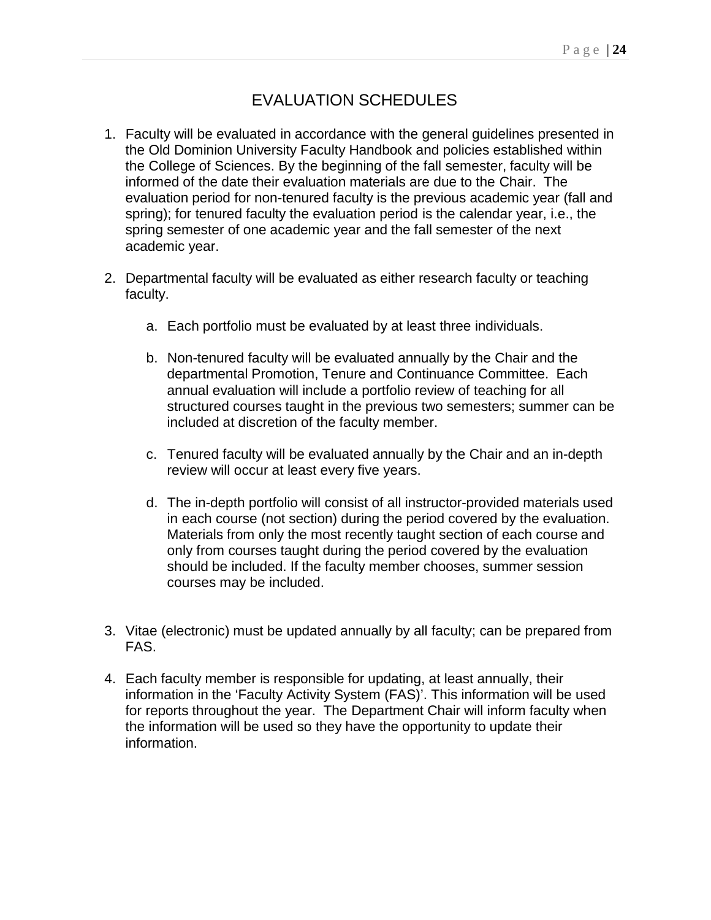# EVALUATION SCHEDULES

1. Faculty will be evaluated in accordance with the general guidelines presented in the Old Dominion University Faculty Handbook and policies established within the College of Sciences. By the beginning of the fall semester, faculty will be informed of the date their evaluation materials are due to the Chair. The evaluation period for non-tenured faculty is the previous academic year (fall and spring); for tenured faculty the evaluation period is the calendar year, i.e., the spring semester of one academic year and the fall semester of the next academic year.

2. Departmental faculty will be evaluated as either research faculty or teaching faculty.

    a. Each portfolio must be evaluated by at least three individuals.

    b. Non-tenured faculty will be evaluated annually by the Chair and the departmental Promotion, Tenure and Continuance Committee. Each annual evaluation will include a portfolio review of teaching for all structured courses taught in the previous two semesters; summer can be included at discretion of the faculty member.

    c. Tenured faculty will be evaluated annually by the Chair and an in-depth review will occur at least every five years.

    d. The in-depth portfolio will consist of all instructor-provided materials used in each course (not section) during the period covered by the evaluation. Materials from only the most recently taught section of each course and only from courses taught during the period covered by the evaluation should be included. If the faculty member chooses, summer session courses may be included.

3. Vitae (electronic) must be updated annually by all faculty; can be prepared from FAS.

4. Each faculty member is responsible for updating, at least annually, their information in the 'Faculty Activity System (FAS)'. This information will be used for reports throughout the year. The Department Chair will inform faculty when the information will be used so they have the opportunity to update their information.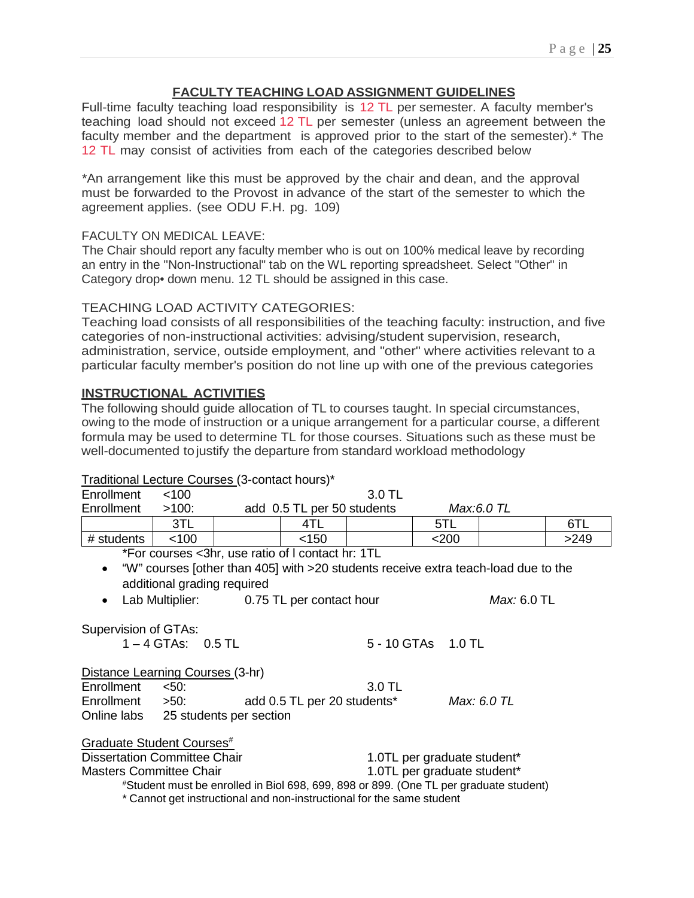## FACULTY TEACHING LOAD ASSIGNMENT GUIDELINES

Full-time faculty teaching load responsibility is 12 TL per semester. A faculty member's teaching load should not exceed 12 TL per semester (unless an agreement between the faculty member and the department is approved prior to the start of the semester).* The 12 TL may consist of activities from each of the categories described below

*An arrangement like this must be approved by the chair and dean, and the approval must be forwarded to the Provost in advance of the start of the semester to which the agreement applies. (see ODU F.H. pg. 109)

FACULTY ON MEDICAL LEAVE:

The Chair should report any faculty member who is out on 100% medical leave by recording an entry in the "Non-Instructional" tab on the WL reporting spreadsheet. Select "Other" in Category drop• down menu. 12 TL should be assigned in this case.

TEACHING LOAD ACTIVITY CATEGORIES:

Teaching load consists of all responsibilities of the teaching faculty: instruction, and five categories of non-instructional activities: advising/student supervision, research, administration, service, outside employment, and "other" where activities relevant to a particular faculty member's position do not line up with one of the previous categories

### INSTRUCTIONAL ACTIVITIES

The following should guide allocation of TL to courses taught. In special circumstances, owing to the mode of instruction or a unique arrangement for a particular course, a different formula may be used to determine TL for those courses. Situations such as these must be well-documented to justify the departure from standard workload methodology

Traditional Lecture Courses (3-contact hours)*

Enrollment <100 3.0 TL

Enrollment >100: add 0.5 TL per 50 students *Max:6.0 TL*

| | 3TL | | 4TL | | 5TL | | 6TL |
|---|---|---|---|---|---|---|---|
| # students | <100 | | <150 | | <200 | | >249 |

*For courses <3hr, use ratio of l contact hr: 1TL

- "W" courses [other than 405] with >20 students receive extra teach-load due to the additional grading required
- Lab Multiplier: 0.75 TL per contact hour *Max:* 6.0 TL

Supervision of GTAs:

1 – 4 GTAs: 0.5 TL 5 - 10 GTAs 1.0 TL

Distance Learning Courses (3-hr)

Enrollment <50: 3.0 TL

Enrollment >50: add 0.5 TL per 20 students* *Max: 6.0 TL*

Online labs 25 students per section

Graduate Student Courses#

Dissertation Committee Chair 1.0TL per graduate student*

Masters Committee Chair 1.0TL per graduate student*

#Student must be enrolled in Biol 698, 699, 898 or 899. (One TL per graduate student)

* Cannot get instructional and non-instructional for the same student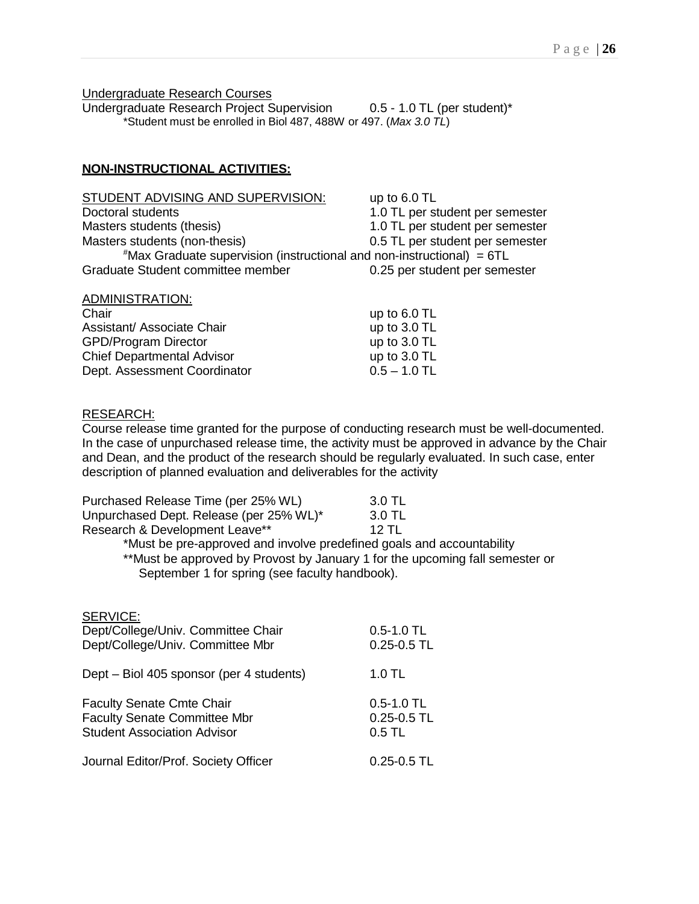Undergraduate Research Courses

| | |
|---|---|
| Undergraduate Research Project Supervision | 0.5 - 1.0 TL (per student)* |

*Student must be enrolled in Biol 487, 488W or 497. (*Max 3.0 TL*)

**NON-INSTRUCTIONAL ACTIVITIES:**

| | |
|---|---|
| STUDENT ADVISING AND SUPERVISION: | up to 6.0 TL |
| Doctoral students | 1.0 TL per student per semester |
| Masters students (thesis) | 1.0 TL per student per semester |
| Masters students (non-thesis) | 0.5 TL per student per semester |

#Max Graduate supervision (instructional and non-instructional) = 6TL

| | |
|---|---|
| Graduate Student committee member | 0.25 per student per semester |

| ADMINISTRATION: | |
|---|---|
| Chair | up to 6.0 TL |
| Assistant/ Associate Chair | up to 3.0 TL |
| GPD/Program Director | up to 3.0 TL |
| Chief Departmental Advisor | up to 3.0 TL |
| Dept. Assessment Coordinator | 0.5 – 1.0 TL |

RESEARCH:

Course release time granted for the purpose of conducting research must be well-documented. In the case of unpurchased release time, the activity must be approved in advance by the Chair and Dean, and the product of the research should be regularly evaluated. In such case, enter description of planned evaluation and deliverables for the activity

| | |
|---|---|
| Purchased Release Time (per 25% WL) | 3.0 TL |
| Unpurchased Dept. Release (per 25% WL)* | 3.0 TL |
| Research & Development Leave** | 12 TL |

*Must be pre-approved and involve predefined goals and accountability

**Must be approved by Provost by January 1 for the upcoming fall semester or September 1 for spring (see faculty handbook).

| SERVICE: | |
|---|---|
| Dept/College/Univ. Committee Chair | 0.5-1.0 TL |
| Dept/College/Univ. Committee Mbr | 0.25-0.5 TL |
| Dept – Biol 405 sponsor (per 4 students) | 1.0 TL |
| Faculty Senate Cmte Chair | 0.5-1.0 TL |
| Faculty Senate Committee Mbr | 0.25-0.5 TL |
| Student Association Advisor | 0.5 TL |
| Journal Editor/Prof. Society Officer | 0.25-0.5 TL |